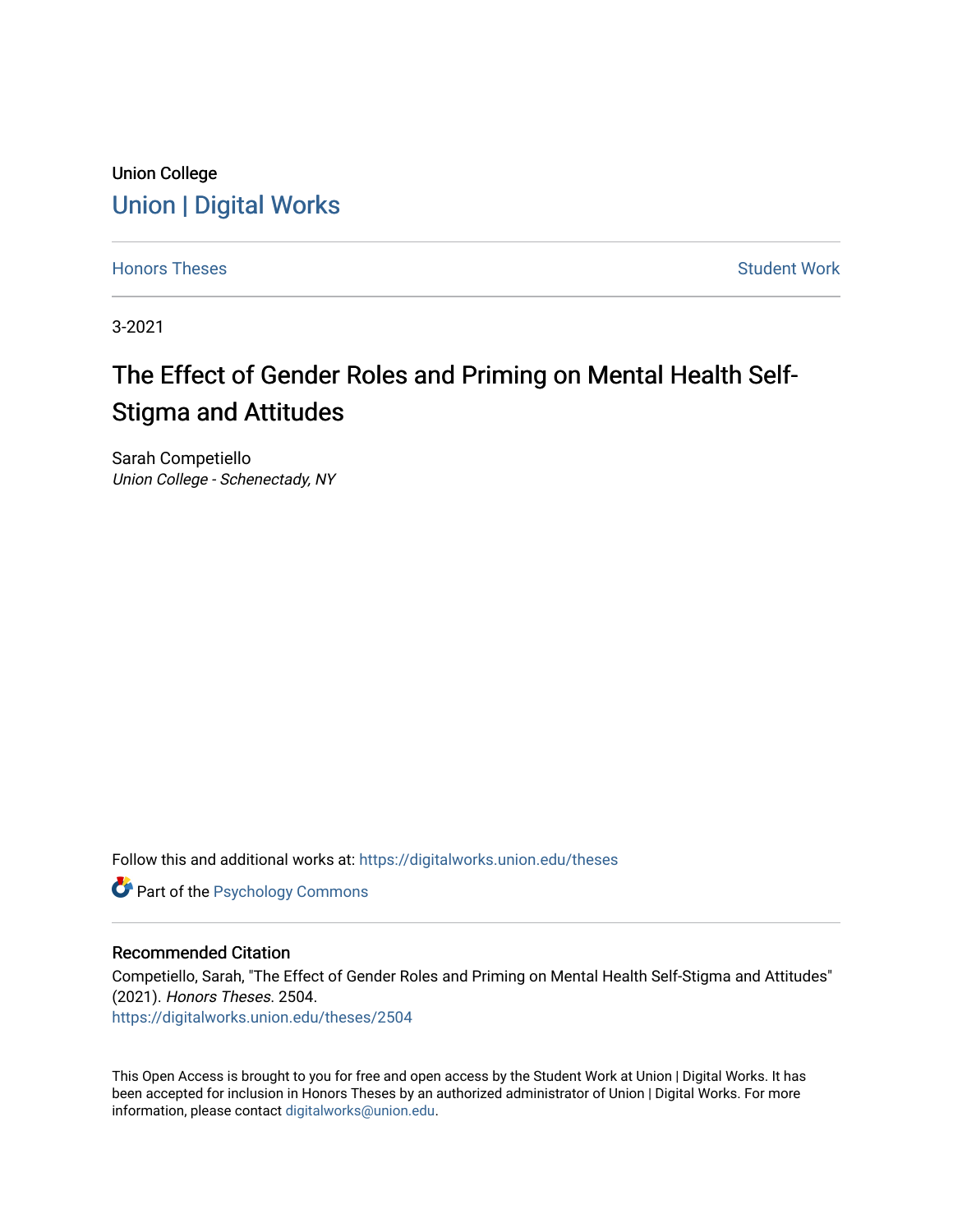Union College

# Union | Digital Works

Honors Theses | Student Work

3-2021

## The Effect of Gender Roles and Priming on Mental Health Self-Stigma and Attitudes

Sarah Competiello
*Union College - Schenectady, NY*

Follow this and additional works at: https://digitalworks.union.edu/theses

Part of the Psychology Commons

### Recommended Citation

Competiello, Sarah, "The Effect of Gender Roles and Priming on Mental Health Self-Stigma and Attitudes" (2021). *Honors Theses*. 2504.
https://digitalworks.union.edu/theses/2504

This Open Access is brought to you for free and open access by the Student Work at Union | Digital Works. It has been accepted for inclusion in Honors Theses by an authorized administrator of Union | Digital Works. For more information, please contact digitalworks@union.edu.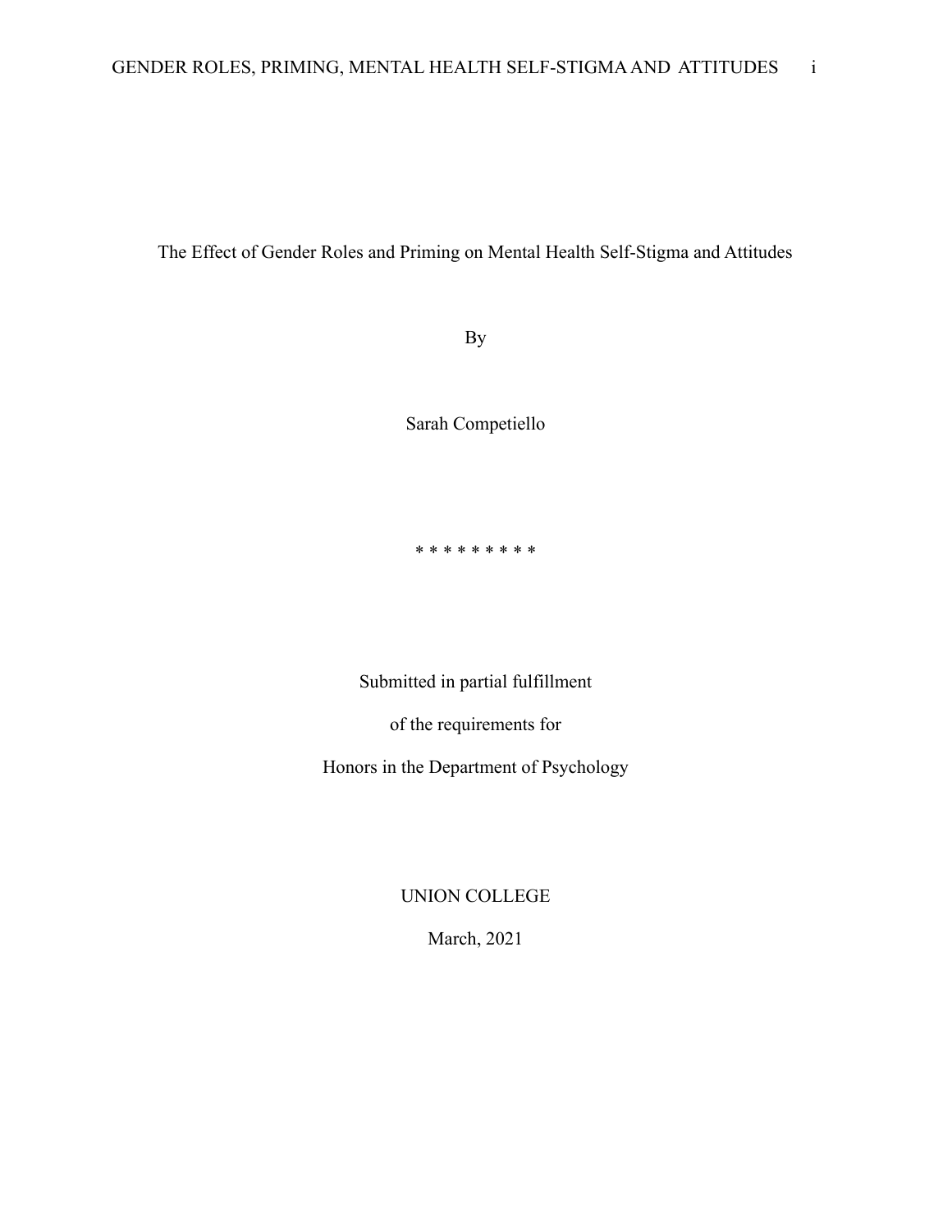The Effect of Gender Roles and Priming on Mental Health Self-Stigma and Attitudes

By

Sarah Competiello

* * * * * * * * *

Submitted in partial fulfillment

of the requirements for

Honors in the Department of Psychology

UNION COLLEGE

March, 2021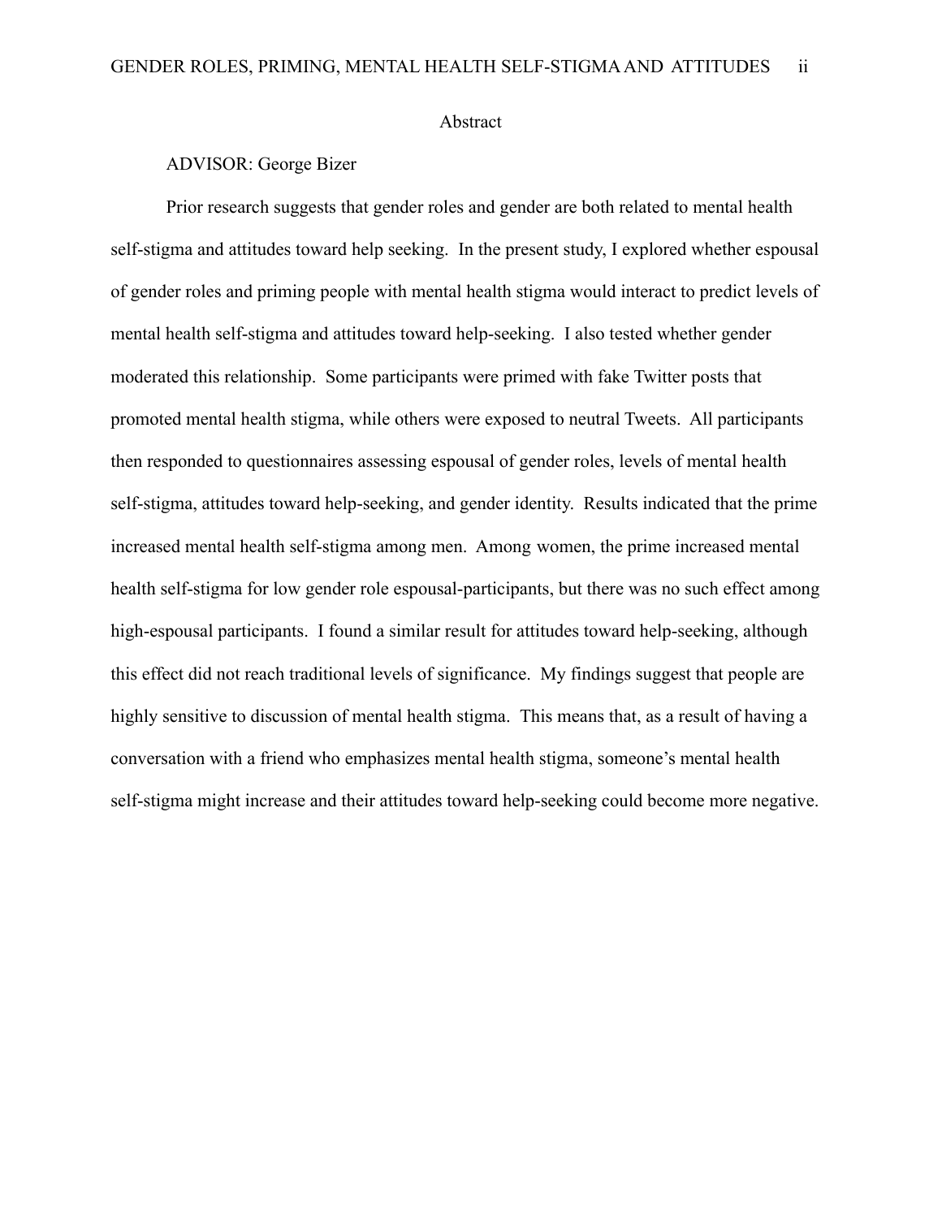# Abstract

ADVISOR: George Bizer

Prior research suggests that gender roles and gender are both related to mental health self-stigma and attitudes toward help seeking. In the present study, I explored whether espousal of gender roles and priming people with mental health stigma would interact to predict levels of mental health self-stigma and attitudes toward help-seeking. I also tested whether gender moderated this relationship. Some participants were primed with fake Twitter posts that promoted mental health stigma, while others were exposed to neutral Tweets. All participants then responded to questionnaires assessing espousal of gender roles, levels of mental health self-stigma, attitudes toward help-seeking, and gender identity. Results indicated that the prime increased mental health self-stigma among men. Among women, the prime increased mental health self-stigma for low gender role espousal-participants, but there was no such effect among high-espousal participants. I found a similar result for attitudes toward help-seeking, although this effect did not reach traditional levels of significance. My findings suggest that people are highly sensitive to discussion of mental health stigma. This means that, as a result of having a conversation with a friend who emphasizes mental health stigma, someone's mental health self-stigma might increase and their attitudes toward help-seeking could become more negative.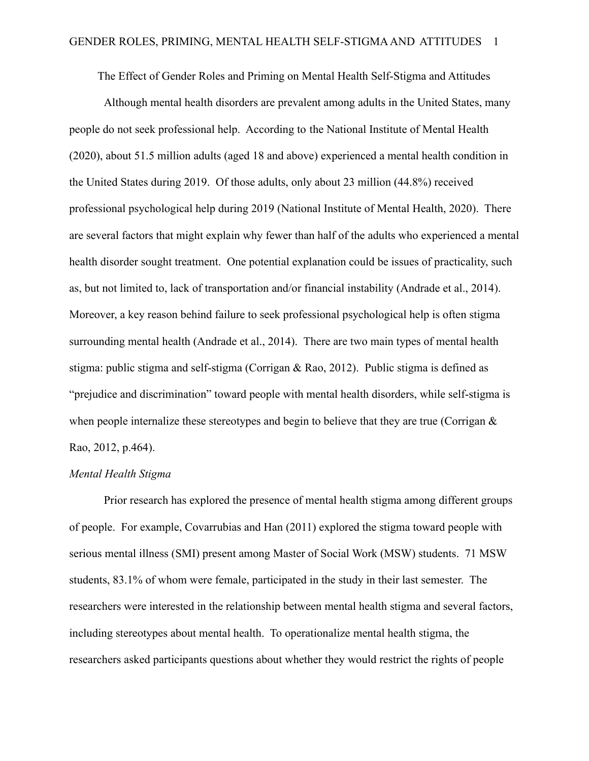The Effect of Gender Roles and Priming on Mental Health Self-Stigma and Attitudes

Although mental health disorders are prevalent among adults in the United States, many people do not seek professional help. According to the National Institute of Mental Health (2020), about 51.5 million adults (aged 18 and above) experienced a mental health condition in the United States during 2019. Of those adults, only about 23 million (44.8%) received professional psychological help during 2019 (National Institute of Mental Health, 2020). There are several factors that might explain why fewer than half of the adults who experienced a mental health disorder sought treatment. One potential explanation could be issues of practicality, such as, but not limited to, lack of transportation and/or financial instability (Andrade et al., 2014). Moreover, a key reason behind failure to seek professional psychological help is often stigma surrounding mental health (Andrade et al., 2014). There are two main types of mental health stigma: public stigma and self-stigma (Corrigan & Rao, 2012). Public stigma is defined as "prejudice and discrimination" toward people with mental health disorders, while self-stigma is when people internalize these stereotypes and begin to believe that they are true (Corrigan & Rao, 2012, p.464).

*Mental Health Stigma*

Prior research has explored the presence of mental health stigma among different groups of people. For example, Covarrubias and Han (2011) explored the stigma toward people with serious mental illness (SMI) present among Master of Social Work (MSW) students. 71 MSW students, 83.1% of whom were female, participated in the study in their last semester. The researchers were interested in the relationship between mental health stigma and several factors, including stereotypes about mental health. To operationalize mental health stigma, the researchers asked participants questions about whether they would restrict the rights of people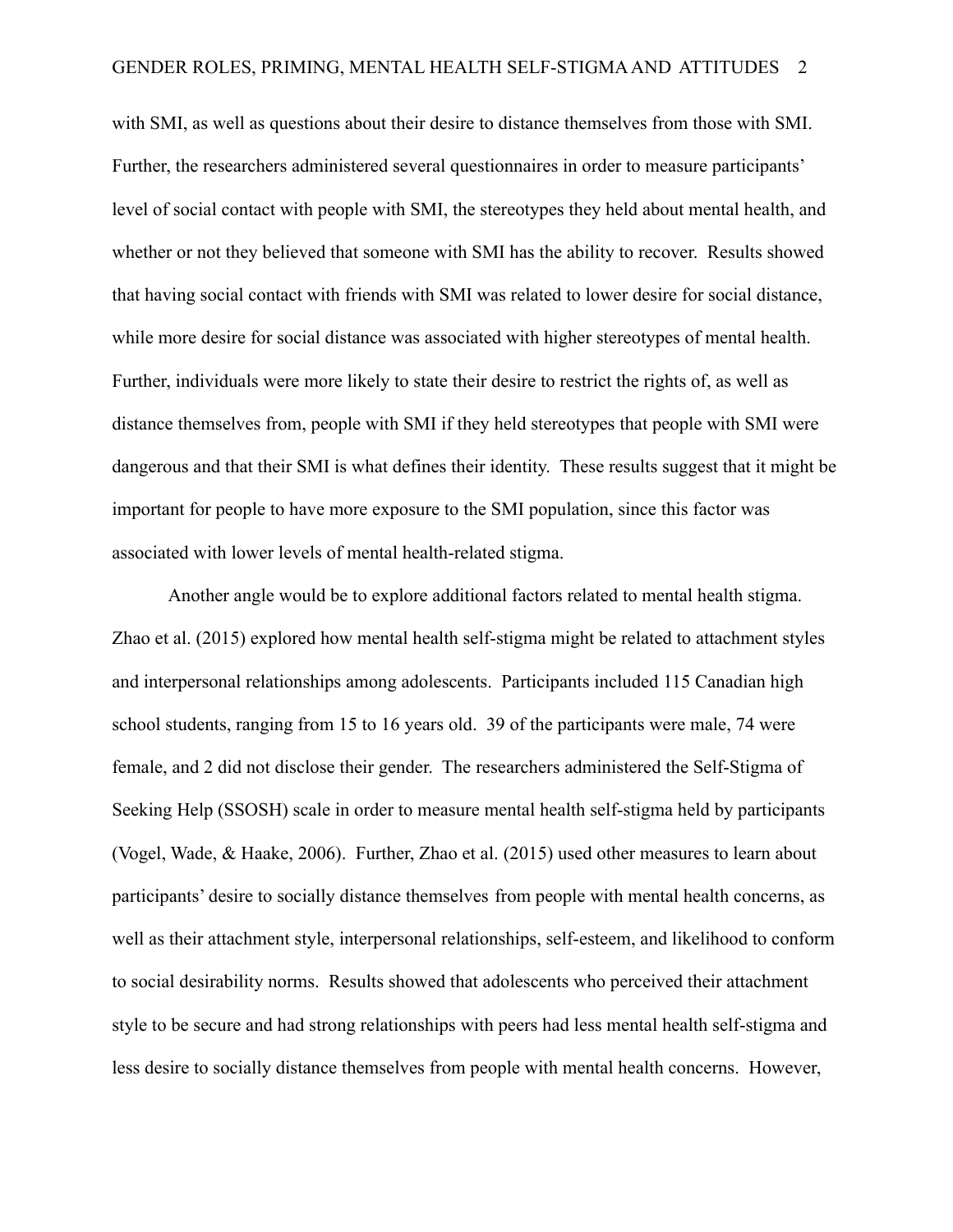with SMI, as well as questions about their desire to distance themselves from those with SMI. Further, the researchers administered several questionnaires in order to measure participants' level of social contact with people with SMI, the stereotypes they held about mental health, and whether or not they believed that someone with SMI has the ability to recover. Results showed that having social contact with friends with SMI was related to lower desire for social distance, while more desire for social distance was associated with higher stereotypes of mental health. Further, individuals were more likely to state their desire to restrict the rights of, as well as distance themselves from, people with SMI if they held stereotypes that people with SMI were dangerous and that their SMI is what defines their identity. These results suggest that it might be important for people to have more exposure to the SMI population, since this factor was associated with lower levels of mental health-related stigma.

Another angle would be to explore additional factors related to mental health stigma. Zhao et al. (2015) explored how mental health self-stigma might be related to attachment styles and interpersonal relationships among adolescents. Participants included 115 Canadian high school students, ranging from 15 to 16 years old. 39 of the participants were male, 74 were female, and 2 did not disclose their gender. The researchers administered the Self-Stigma of Seeking Help (SSOSH) scale in order to measure mental health self-stigma held by participants (Vogel, Wade, & Haake, 2006). Further, Zhao et al. (2015) used other measures to learn about participants' desire to socially distance themselves from people with mental health concerns, as well as their attachment style, interpersonal relationships, self-esteem, and likelihood to conform to social desirability norms. Results showed that adolescents who perceived their attachment style to be secure and had strong relationships with peers had less mental health self-stigma and less desire to socially distance themselves from people with mental health concerns. However,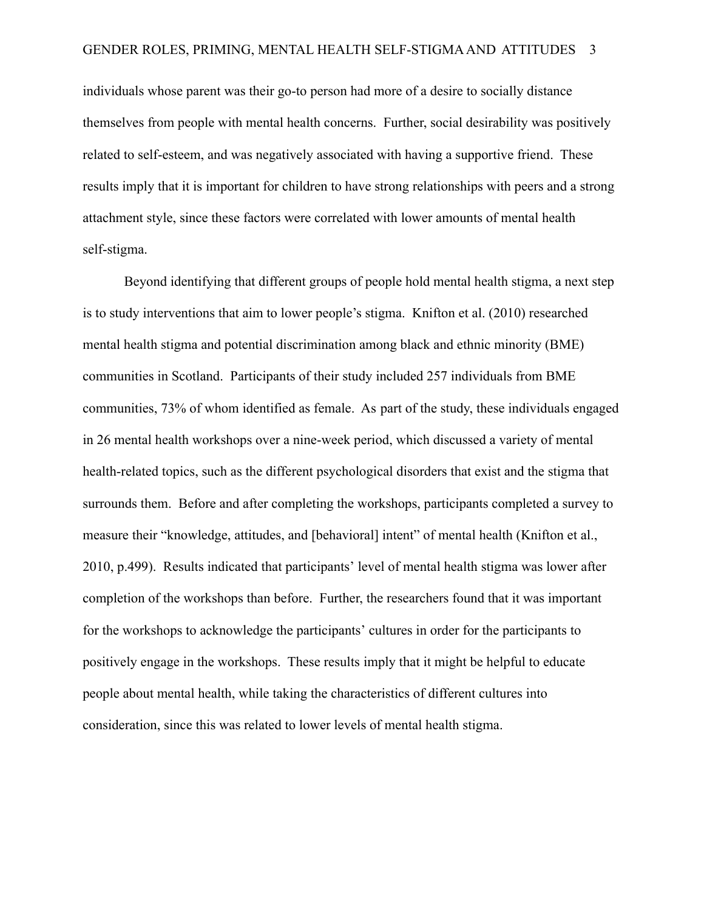individuals whose parent was their go-to person had more of a desire to socially distance themselves from people with mental health concerns. Further, social desirability was positively related to self-esteem, and was negatively associated with having a supportive friend. These results imply that it is important for children to have strong relationships with peers and a strong attachment style, since these factors were correlated with lower amounts of mental health self-stigma.

Beyond identifying that different groups of people hold mental health stigma, a next step is to study interventions that aim to lower people's stigma. Knifton et al. (2010) researched mental health stigma and potential discrimination among black and ethnic minority (BME) communities in Scotland. Participants of their study included 257 individuals from BME communities, 73% of whom identified as female. As part of the study, these individuals engaged in 26 mental health workshops over a nine-week period, which discussed a variety of mental health-related topics, such as the different psychological disorders that exist and the stigma that surrounds them. Before and after completing the workshops, participants completed a survey to measure their "knowledge, attitudes, and [behavioral] intent" of mental health (Knifton et al., 2010, p.499). Results indicated that participants' level of mental health stigma was lower after completion of the workshops than before. Further, the researchers found that it was important for the workshops to acknowledge the participants' cultures in order for the participants to positively engage in the workshops. These results imply that it might be helpful to educate people about mental health, while taking the characteristics of different cultures into consideration, since this was related to lower levels of mental health stigma.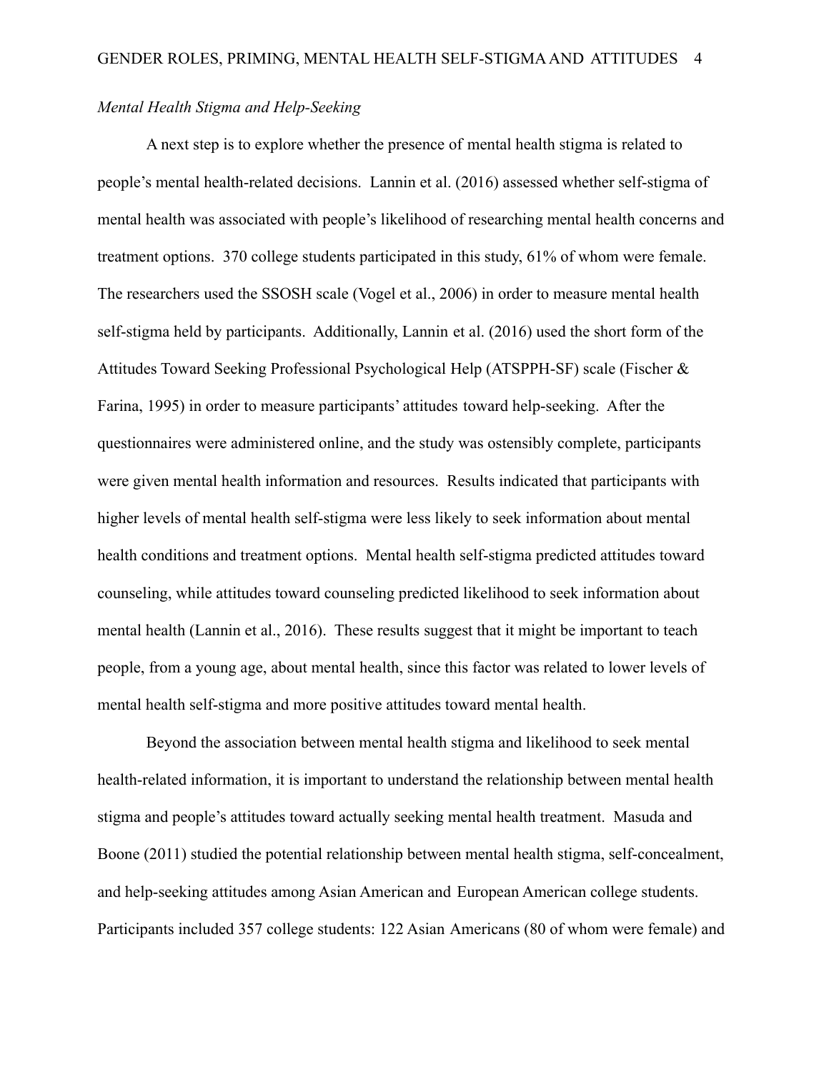*Mental Health Stigma and Help-Seeking*

A next step is to explore whether the presence of mental health stigma is related to people's mental health-related decisions. Lannin et al. (2016) assessed whether self-stigma of mental health was associated with people's likelihood of researching mental health concerns and treatment options. 370 college students participated in this study, 61% of whom were female. The researchers used the SSOSH scale (Vogel et al., 2006) in order to measure mental health self-stigma held by participants. Additionally, Lannin et al. (2016) used the short form of the Attitudes Toward Seeking Professional Psychological Help (ATSPPH-SF) scale (Fischer & Farina, 1995) in order to measure participants' attitudes toward help-seeking. After the questionnaires were administered online, and the study was ostensibly complete, participants were given mental health information and resources. Results indicated that participants with higher levels of mental health self-stigma were less likely to seek information about mental health conditions and treatment options. Mental health self-stigma predicted attitudes toward counseling, while attitudes toward counseling predicted likelihood to seek information about mental health (Lannin et al., 2016). These results suggest that it might be important to teach people, from a young age, about mental health, since this factor was related to lower levels of mental health self-stigma and more positive attitudes toward mental health.

Beyond the association between mental health stigma and likelihood to seek mental health-related information, it is important to understand the relationship between mental health stigma and people's attitudes toward actually seeking mental health treatment. Masuda and Boone (2011) studied the potential relationship between mental health stigma, self-concealment, and help-seeking attitudes among Asian American and European American college students. Participants included 357 college students: 122 Asian Americans (80 of whom were female) and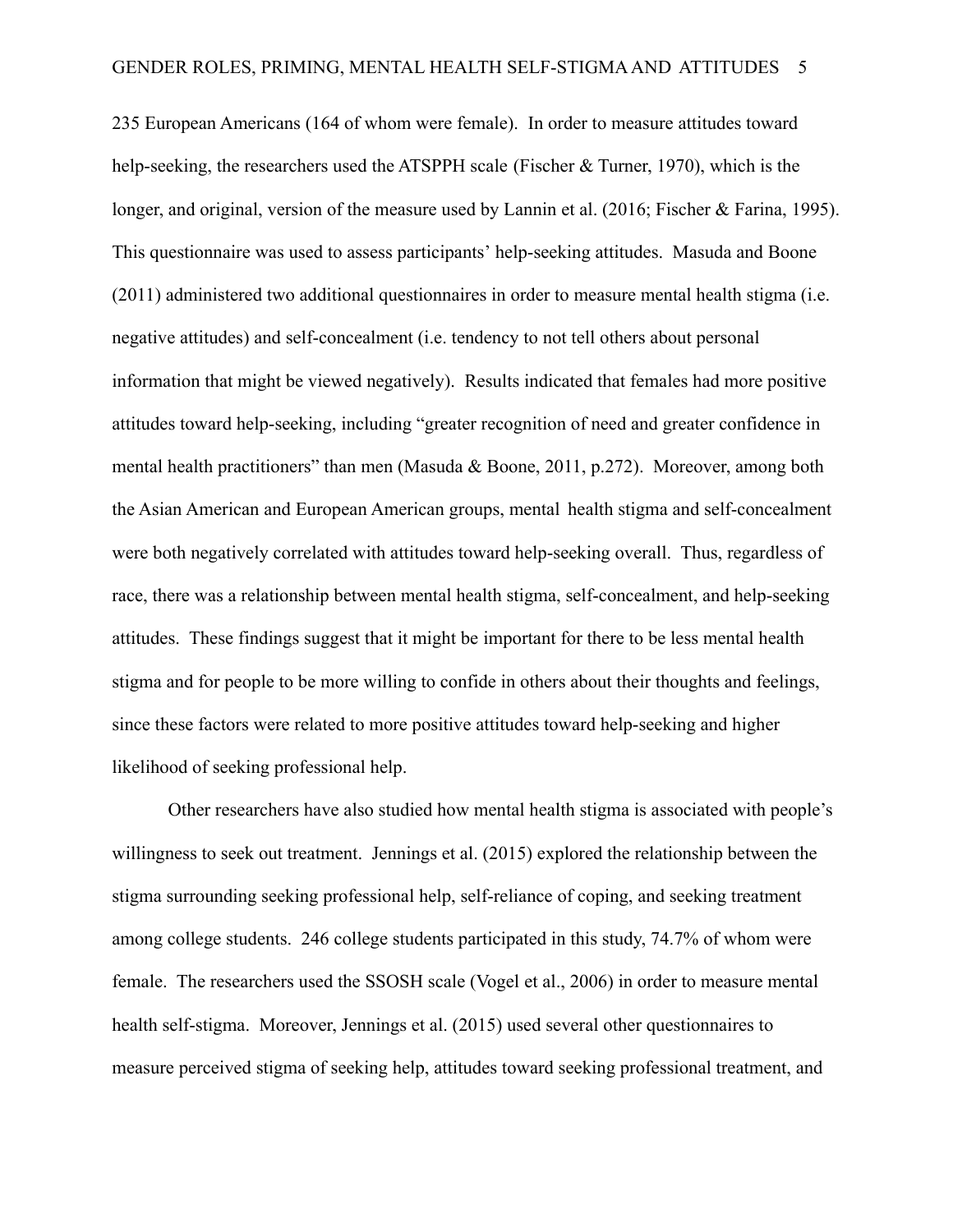235 European Americans (164 of whom were female). In order to measure attitudes toward help-seeking, the researchers used the ATSPPH scale (Fischer & Turner, 1970), which is the longer, and original, version of the measure used by Lannin et al. (2016; Fischer & Farina, 1995). This questionnaire was used to assess participants' help-seeking attitudes. Masuda and Boone (2011) administered two additional questionnaires in order to measure mental health stigma (i.e. negative attitudes) and self-concealment (i.e. tendency to not tell others about personal information that might be viewed negatively). Results indicated that females had more positive attitudes toward help-seeking, including "greater recognition of need and greater confidence in mental health practitioners" than men (Masuda & Boone, 2011, p.272). Moreover, among both the Asian American and European American groups, mental health stigma and self-concealment were both negatively correlated with attitudes toward help-seeking overall. Thus, regardless of race, there was a relationship between mental health stigma, self-concealment, and help-seeking attitudes. These findings suggest that it might be important for there to be less mental health stigma and for people to be more willing to confide in others about their thoughts and feelings, since these factors were related to more positive attitudes toward help-seeking and higher likelihood of seeking professional help.

Other researchers have also studied how mental health stigma is associated with people's willingness to seek out treatment. Jennings et al. (2015) explored the relationship between the stigma surrounding seeking professional help, self-reliance of coping, and seeking treatment among college students. 246 college students participated in this study, 74.7% of whom were female. The researchers used the SSOSH scale (Vogel et al., 2006) in order to measure mental health self-stigma. Moreover, Jennings et al. (2015) used several other questionnaires to measure perceived stigma of seeking help, attitudes toward seeking professional treatment, and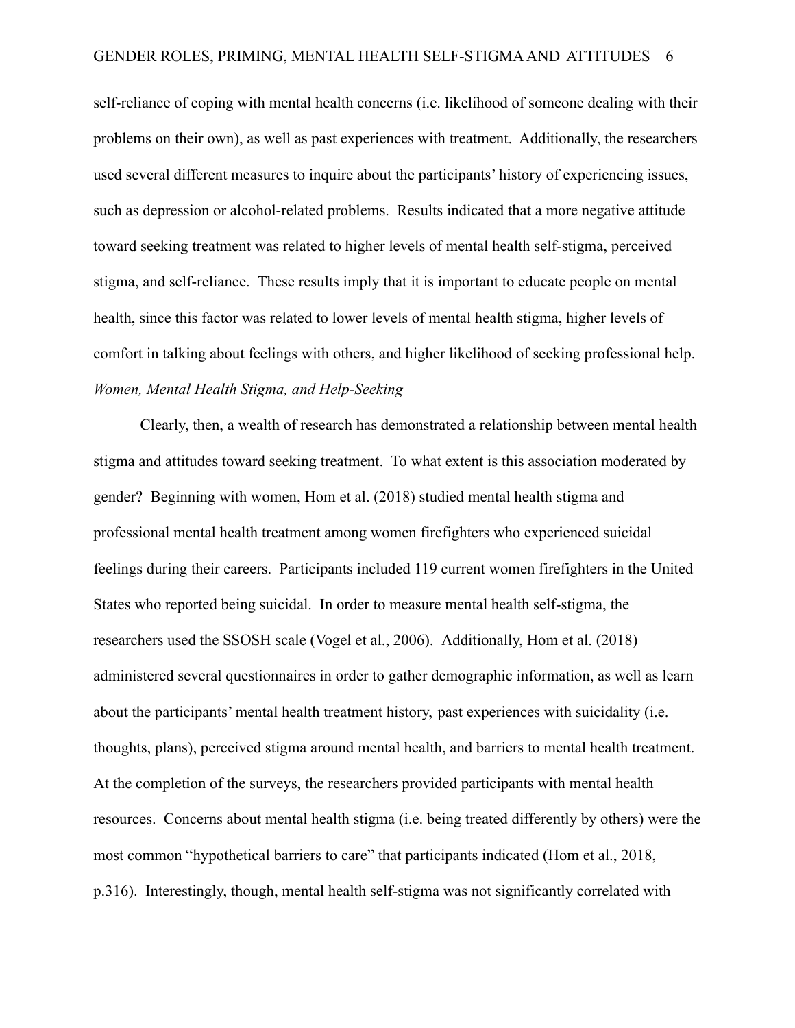self-reliance of coping with mental health concerns (i.e. likelihood of someone dealing with their problems on their own), as well as past experiences with treatment. Additionally, the researchers used several different measures to inquire about the participants' history of experiencing issues, such as depression or alcohol-related problems. Results indicated that a more negative attitude toward seeking treatment was related to higher levels of mental health self-stigma, perceived stigma, and self-reliance. These results imply that it is important to educate people on mental health, since this factor was related to lower levels of mental health stigma, higher levels of comfort in talking about feelings with others, and higher likelihood of seeking professional help.

*Women, Mental Health Stigma, and Help-Seeking*

Clearly, then, a wealth of research has demonstrated a relationship between mental health stigma and attitudes toward seeking treatment. To what extent is this association moderated by gender? Beginning with women, Hom et al. (2018) studied mental health stigma and professional mental health treatment among women firefighters who experienced suicidal feelings during their careers. Participants included 119 current women firefighters in the United States who reported being suicidal. In order to measure mental health self-stigma, the researchers used the SSOSH scale (Vogel et al., 2006). Additionally, Hom et al. (2018) administered several questionnaires in order to gather demographic information, as well as learn about the participants' mental health treatment history, past experiences with suicidality (i.e. thoughts, plans), perceived stigma around mental health, and barriers to mental health treatment. At the completion of the surveys, the researchers provided participants with mental health resources. Concerns about mental health stigma (i.e. being treated differently by others) were the most common "hypothetical barriers to care" that participants indicated (Hom et al., 2018, p.316). Interestingly, though, mental health self-stigma was not significantly correlated with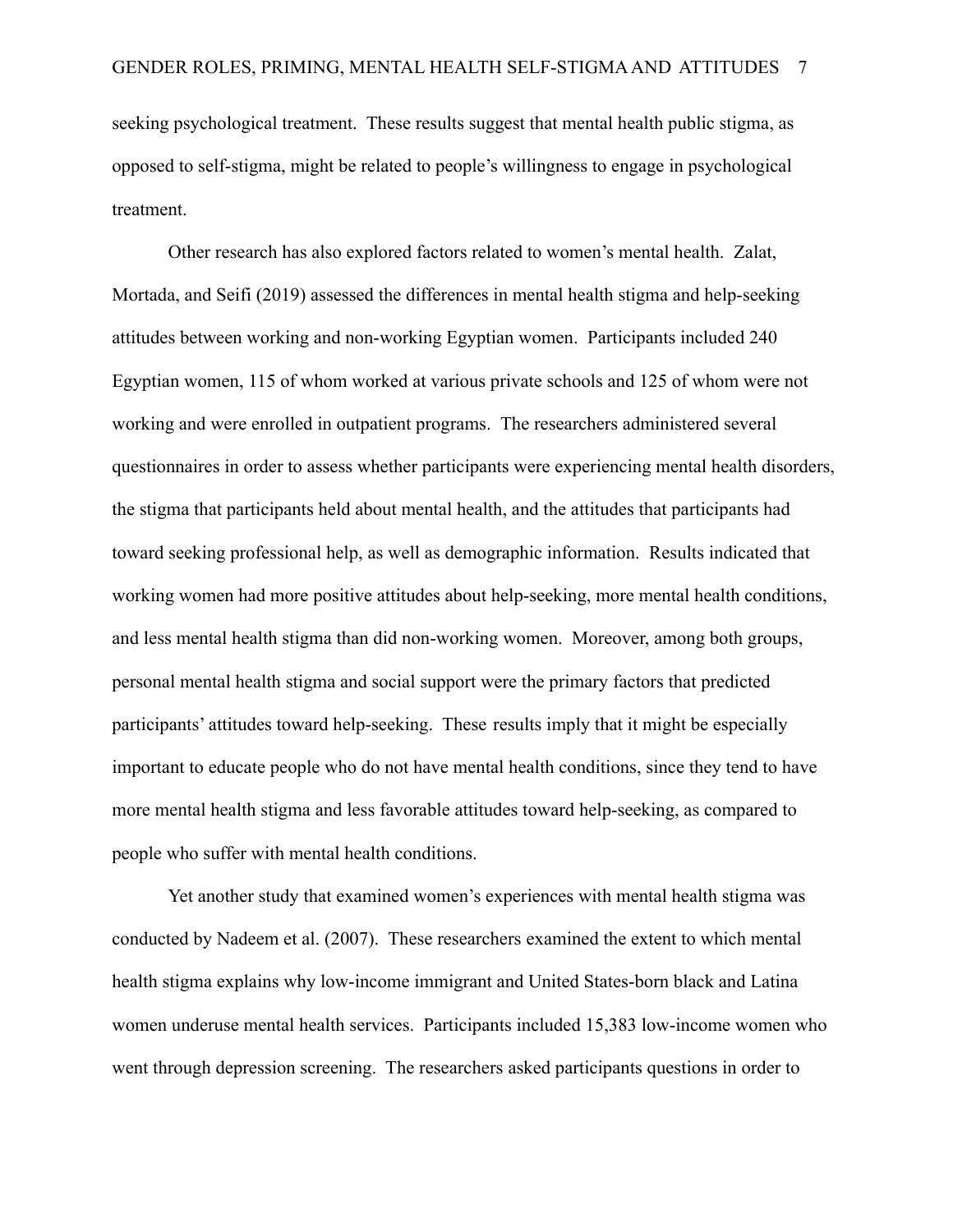seeking psychological treatment. These results suggest that mental health public stigma, as opposed to self-stigma, might be related to people's willingness to engage in psychological treatment.

Other research has also explored factors related to women's mental health. Zalat, Mortada, and Seifi (2019) assessed the differences in mental health stigma and help-seeking attitudes between working and non-working Egyptian women. Participants included 240 Egyptian women, 115 of whom worked at various private schools and 125 of whom were not working and were enrolled in outpatient programs. The researchers administered several questionnaires in order to assess whether participants were experiencing mental health disorders, the stigma that participants held about mental health, and the attitudes that participants had toward seeking professional help, as well as demographic information. Results indicated that working women had more positive attitudes about help-seeking, more mental health conditions, and less mental health stigma than did non-working women. Moreover, among both groups, personal mental health stigma and social support were the primary factors that predicted participants' attitudes toward help-seeking. These results imply that it might be especially important to educate people who do not have mental health conditions, since they tend to have more mental health stigma and less favorable attitudes toward help-seeking, as compared to people who suffer with mental health conditions.

Yet another study that examined women's experiences with mental health stigma was conducted by Nadeem et al. (2007). These researchers examined the extent to which mental health stigma explains why low-income immigrant and United States-born black and Latina women underuse mental health services. Participants included 15,383 low-income women who went through depression screening. The researchers asked participants questions in order to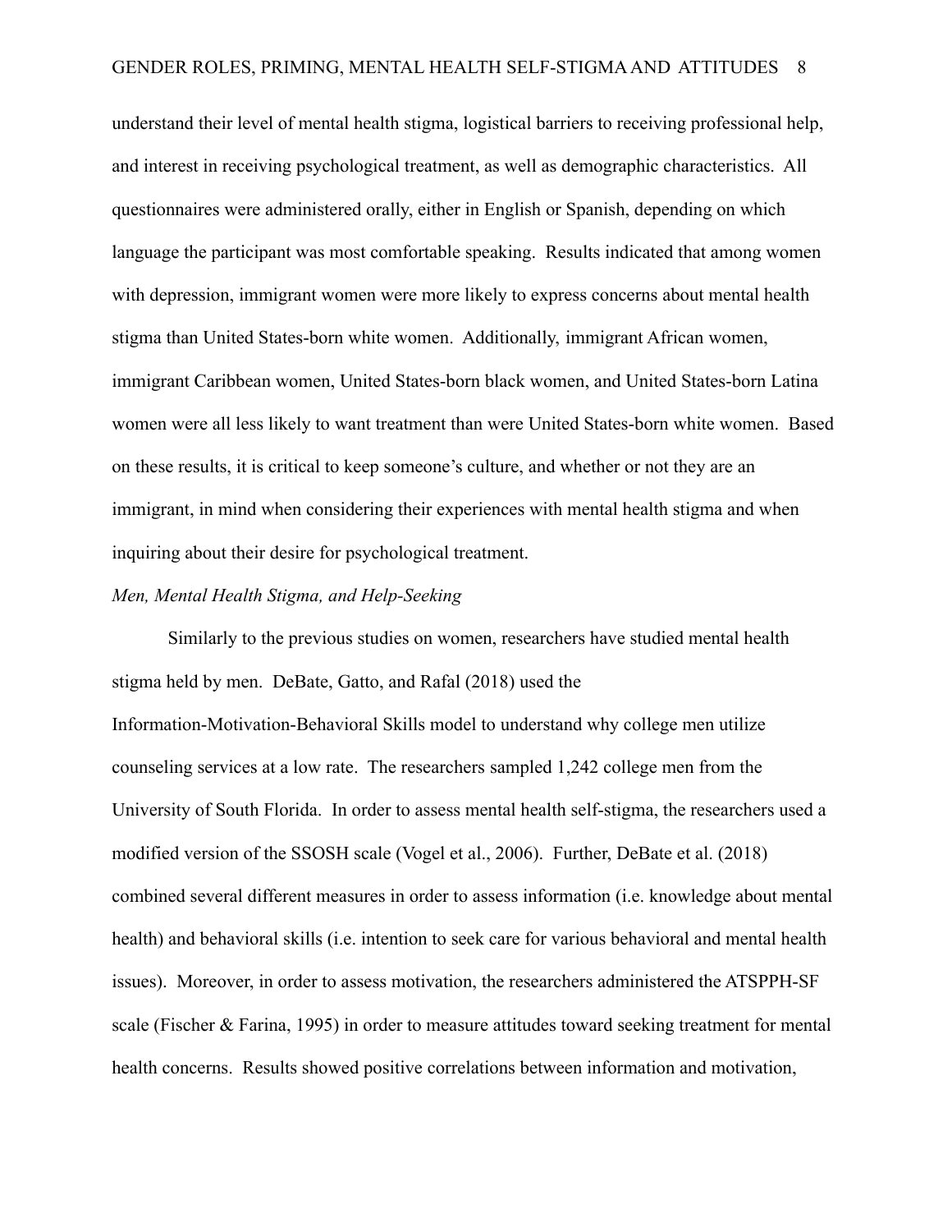understand their level of mental health stigma, logistical barriers to receiving professional help, and interest in receiving psychological treatment, as well as demographic characteristics. All questionnaires were administered orally, either in English or Spanish, depending on which language the participant was most comfortable speaking. Results indicated that among women with depression, immigrant women were more likely to express concerns about mental health stigma than United States-born white women. Additionally, immigrant African women, immigrant Caribbean women, United States-born black women, and United States-born Latina women were all less likely to want treatment than were United States-born white women. Based on these results, it is critical to keep someone's culture, and whether or not they are an immigrant, in mind when considering their experiences with mental health stigma and when inquiring about their desire for psychological treatment.

*Men, Mental Health Stigma, and Help-Seeking*

Similarly to the previous studies on women, researchers have studied mental health stigma held by men. DeBate, Gatto, and Rafal (2018) used the Information-Motivation-Behavioral Skills model to understand why college men utilize counseling services at a low rate. The researchers sampled 1,242 college men from the University of South Florida. In order to assess mental health self-stigma, the researchers used a modified version of the SSOSH scale (Vogel et al., 2006). Further, DeBate et al. (2018) combined several different measures in order to assess information (i.e. knowledge about mental health) and behavioral skills (i.e. intention to seek care for various behavioral and mental health issues). Moreover, in order to assess motivation, the researchers administered the ATSPPH-SF scale (Fischer & Farina, 1995) in order to measure attitudes toward seeking treatment for mental health concerns. Results showed positive correlations between information and motivation,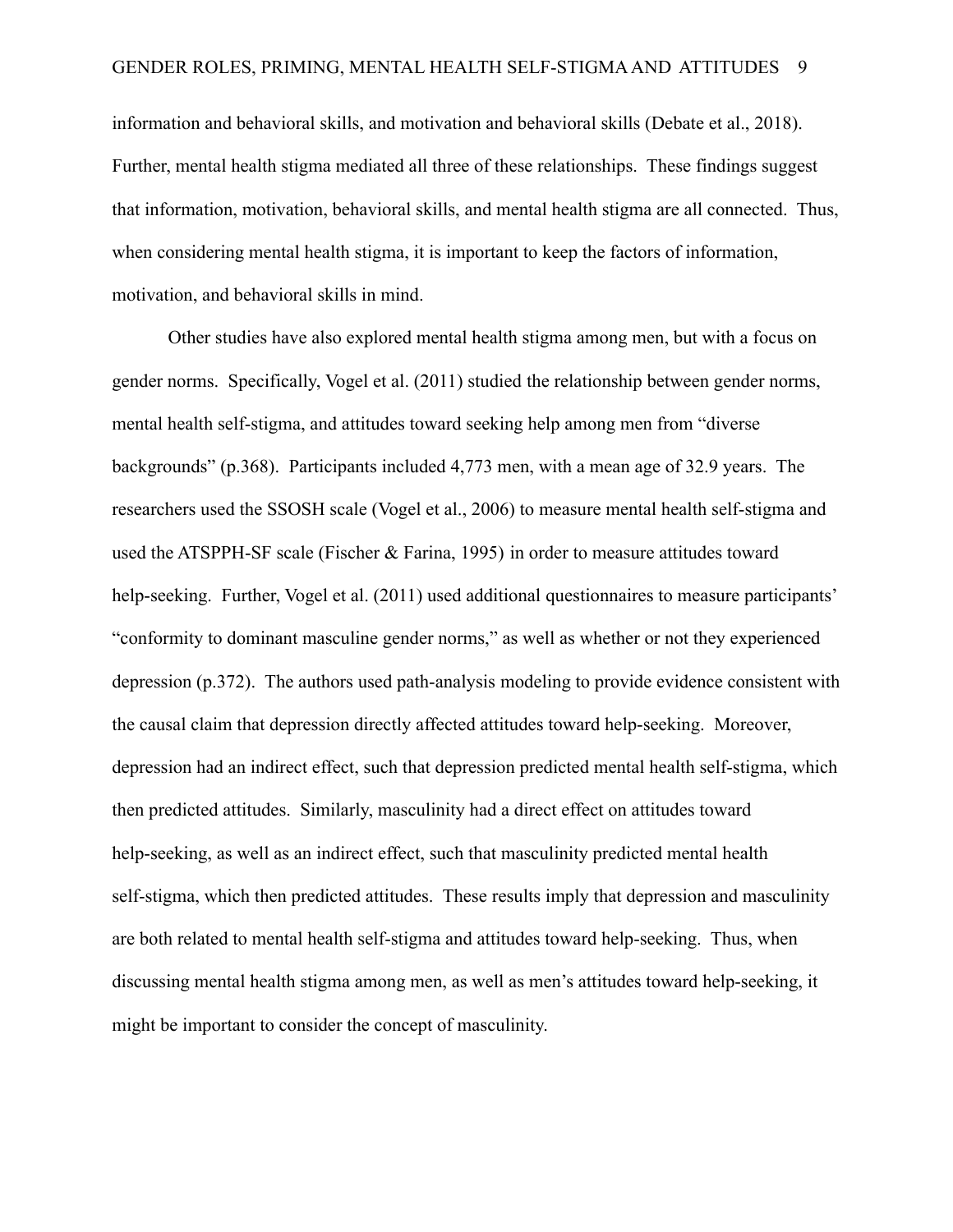information and behavioral skills, and motivation and behavioral skills (Debate et al., 2018). Further, mental health stigma mediated all three of these relationships. These findings suggest that information, motivation, behavioral skills, and mental health stigma are all connected. Thus, when considering mental health stigma, it is important to keep the factors of information, motivation, and behavioral skills in mind.

Other studies have also explored mental health stigma among men, but with a focus on gender norms. Specifically, Vogel et al. (2011) studied the relationship between gender norms, mental health self-stigma, and attitudes toward seeking help among men from "diverse backgrounds" (p.368). Participants included 4,773 men, with a mean age of 32.9 years. The researchers used the SSOSH scale (Vogel et al., 2006) to measure mental health self-stigma and used the ATSPPH-SF scale (Fischer & Farina, 1995) in order to measure attitudes toward help-seeking. Further, Vogel et al. (2011) used additional questionnaires to measure participants' "conformity to dominant masculine gender norms," as well as whether or not they experienced depression (p.372). The authors used path-analysis modeling to provide evidence consistent with the causal claim that depression directly affected attitudes toward help-seeking. Moreover, depression had an indirect effect, such that depression predicted mental health self-stigma, which then predicted attitudes. Similarly, masculinity had a direct effect on attitudes toward help-seeking, as well as an indirect effect, such that masculinity predicted mental health self-stigma, which then predicted attitudes. These results imply that depression and masculinity are both related to mental health self-stigma and attitudes toward help-seeking. Thus, when discussing mental health stigma among men, as well as men's attitudes toward help-seeking, it might be important to consider the concept of masculinity.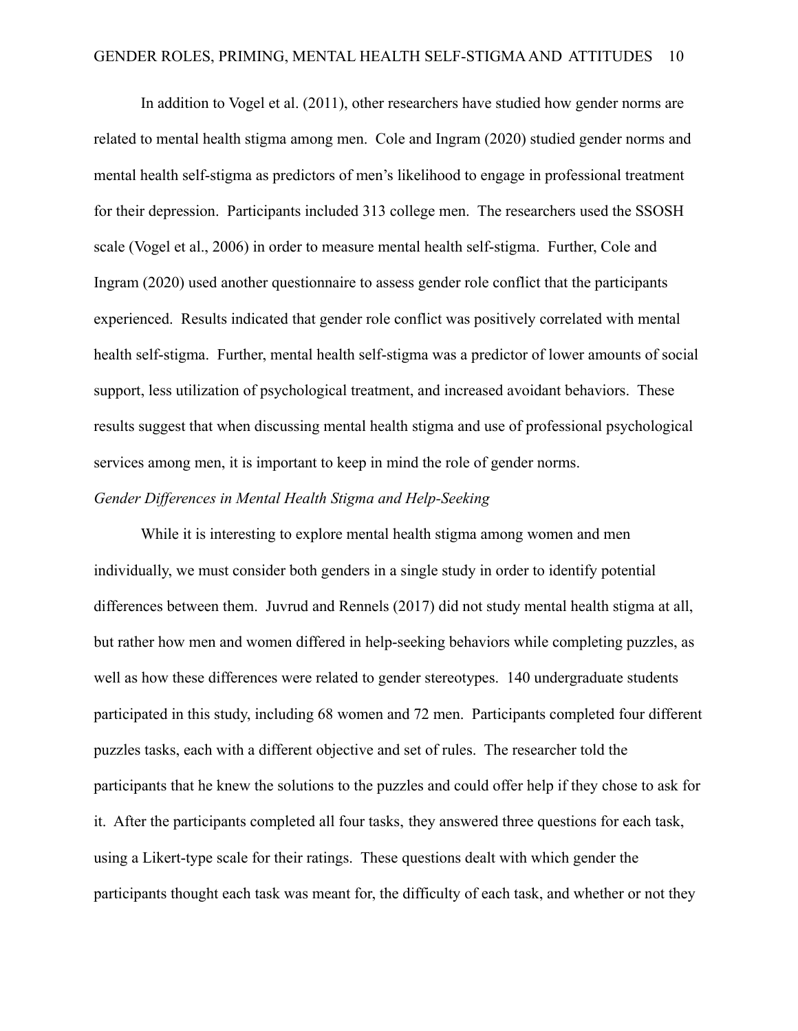In addition to Vogel et al. (2011), other researchers have studied how gender norms are related to mental health stigma among men. Cole and Ingram (2020) studied gender norms and mental health self-stigma as predictors of men's likelihood to engage in professional treatment for their depression. Participants included 313 college men. The researchers used the SSOSH scale (Vogel et al., 2006) in order to measure mental health self-stigma. Further, Cole and Ingram (2020) used another questionnaire to assess gender role conflict that the participants experienced. Results indicated that gender role conflict was positively correlated with mental health self-stigma. Further, mental health self-stigma was a predictor of lower amounts of social support, less utilization of psychological treatment, and increased avoidant behaviors. These results suggest that when discussing mental health stigma and use of professional psychological services among men, it is important to keep in mind the role of gender norms.

*Gender Differences in Mental Health Stigma and Help-Seeking*

While it is interesting to explore mental health stigma among women and men individually, we must consider both genders in a single study in order to identify potential differences between them. Juvrud and Rennels (2017) did not study mental health stigma at all, but rather how men and women differed in help-seeking behaviors while completing puzzles, as well as how these differences were related to gender stereotypes. 140 undergraduate students participated in this study, including 68 women and 72 men. Participants completed four different puzzles tasks, each with a different objective and set of rules. The researcher told the participants that he knew the solutions to the puzzles and could offer help if they chose to ask for it. After the participants completed all four tasks, they answered three questions for each task, using a Likert-type scale for their ratings. These questions dealt with which gender the participants thought each task was meant for, the difficulty of each task, and whether or not they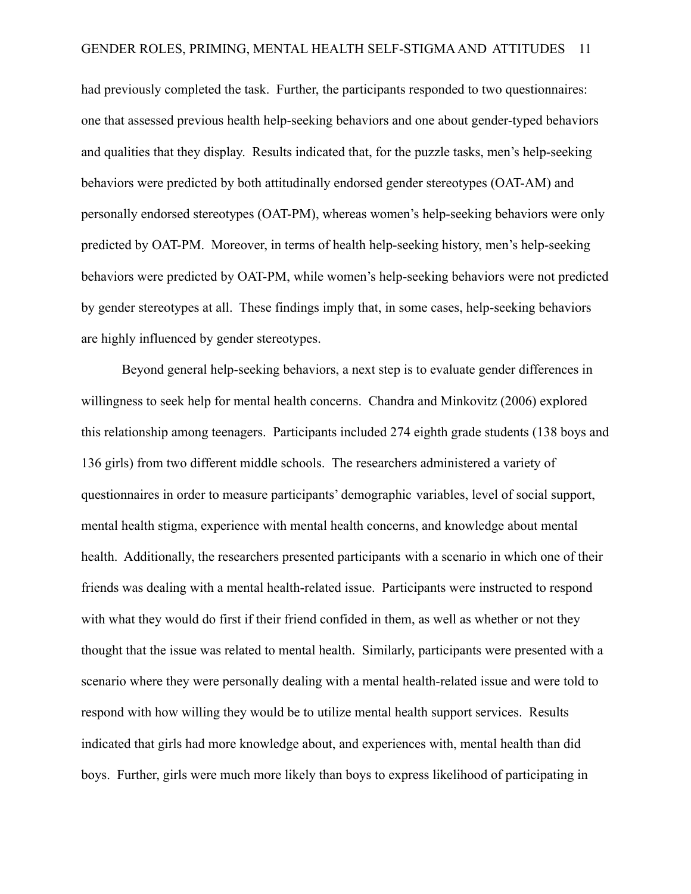had previously completed the task. Further, the participants responded to two questionnaires: one that assessed previous health help-seeking behaviors and one about gender-typed behaviors and qualities that they display. Results indicated that, for the puzzle tasks, men's help-seeking behaviors were predicted by both attitudinally endorsed gender stereotypes (OAT-AM) and personally endorsed stereotypes (OAT-PM), whereas women's help-seeking behaviors were only predicted by OAT-PM. Moreover, in terms of health help-seeking history, men's help-seeking behaviors were predicted by OAT-PM, while women's help-seeking behaviors were not predicted by gender stereotypes at all. These findings imply that, in some cases, help-seeking behaviors are highly influenced by gender stereotypes.

Beyond general help-seeking behaviors, a next step is to evaluate gender differences in willingness to seek help for mental health concerns. Chandra and Minkovitz (2006) explored this relationship among teenagers. Participants included 274 eighth grade students (138 boys and 136 girls) from two different middle schools. The researchers administered a variety of questionnaires in order to measure participants' demographic variables, level of social support, mental health stigma, experience with mental health concerns, and knowledge about mental health. Additionally, the researchers presented participants with a scenario in which one of their friends was dealing with a mental health-related issue. Participants were instructed to respond with what they would do first if their friend confided in them, as well as whether or not they thought that the issue was related to mental health. Similarly, participants were presented with a scenario where they were personally dealing with a mental health-related issue and were told to respond with how willing they would be to utilize mental health support services. Results indicated that girls had more knowledge about, and experiences with, mental health than did boys. Further, girls were much more likely than boys to express likelihood of participating in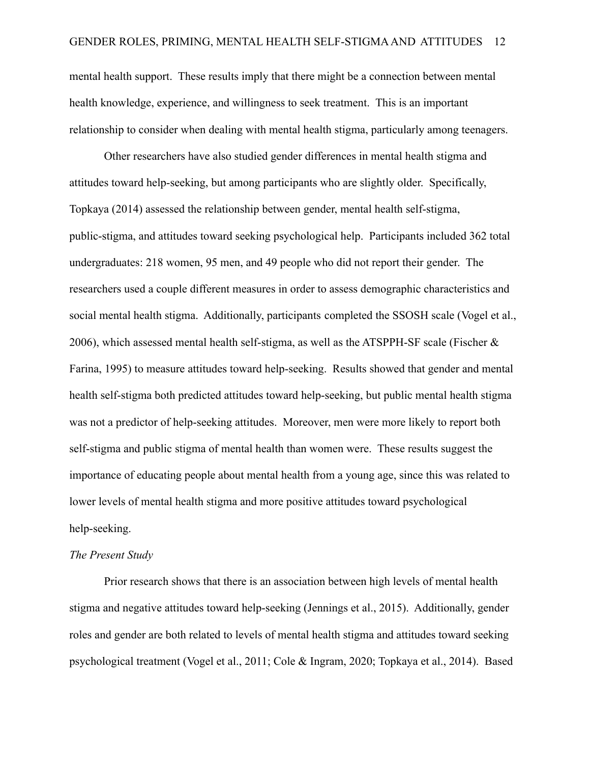mental health support. These results imply that there might be a connection between mental health knowledge, experience, and willingness to seek treatment. This is an important relationship to consider when dealing with mental health stigma, particularly among teenagers.

Other researchers have also studied gender differences in mental health stigma and attitudes toward help-seeking, but among participants who are slightly older. Specifically, Topkaya (2014) assessed the relationship between gender, mental health self-stigma, public-stigma, and attitudes toward seeking psychological help. Participants included 362 total undergraduates: 218 women, 95 men, and 49 people who did not report their gender. The researchers used a couple different measures in order to assess demographic characteristics and social mental health stigma. Additionally, participants completed the SSOSH scale (Vogel et al., 2006), which assessed mental health self-stigma, as well as the ATSPPH-SF scale (Fischer & Farina, 1995) to measure attitudes toward help-seeking. Results showed that gender and mental health self-stigma both predicted attitudes toward help-seeking, but public mental health stigma was not a predictor of help-seeking attitudes. Moreover, men were more likely to report both self-stigma and public stigma of mental health than women were. These results suggest the importance of educating people about mental health from a young age, since this was related to lower levels of mental health stigma and more positive attitudes toward psychological help-seeking.

*The Present Study*

Prior research shows that there is an association between high levels of mental health stigma and negative attitudes toward help-seeking (Jennings et al., 2015). Additionally, gender roles and gender are both related to levels of mental health stigma and attitudes toward seeking psychological treatment (Vogel et al., 2011; Cole & Ingram, 2020; Topkaya et al., 2014). Based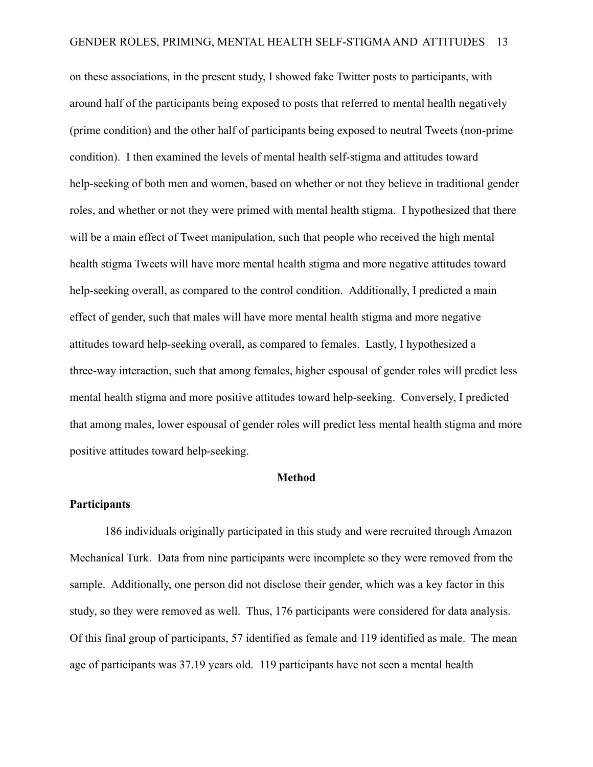on these associations, in the present study, I showed fake Twitter posts to participants, with around half of the participants being exposed to posts that referred to mental health negatively (prime condition) and the other half of participants being exposed to neutral Tweets (non-prime condition). I then examined the levels of mental health self-stigma and attitudes toward help-seeking of both men and women, based on whether or not they believe in traditional gender roles, and whether or not they were primed with mental health stigma. I hypothesized that there will be a main effect of Tweet manipulation, such that people who received the high mental health stigma Tweets will have more mental health stigma and more negative attitudes toward help-seeking overall, as compared to the control condition. Additionally, I predicted a main effect of gender, such that males will have more mental health stigma and more negative attitudes toward help-seeking overall, as compared to females. Lastly, I hypothesized a three-way interaction, such that among females, higher espousal of gender roles will predict less mental health stigma and more positive attitudes toward help-seeking. Conversely, I predicted that among males, lower espousal of gender roles will predict less mental health stigma and more positive attitudes toward help-seeking.

## Method

### Participants

186 individuals originally participated in this study and were recruited through Amazon Mechanical Turk. Data from nine participants were incomplete so they were removed from the sample. Additionally, one person did not disclose their gender, which was a key factor in this study, so they were removed as well. Thus, 176 participants were considered for data analysis. Of this final group of participants, 57 identified as female and 119 identified as male. The mean age of participants was 37.19 years old. 119 participants have not seen a mental health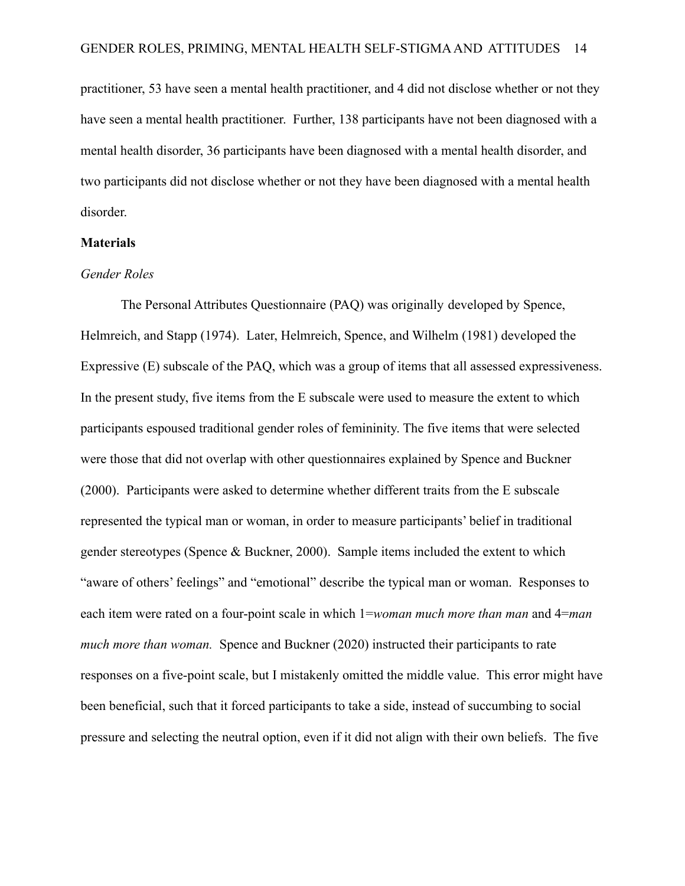practitioner, 53 have seen a mental health practitioner, and 4 did not disclose whether or not they have seen a mental health practitioner. Further, 138 participants have not been diagnosed with a mental health disorder, 36 participants have been diagnosed with a mental health disorder, and two participants did not disclose whether or not they have been diagnosed with a mental health disorder.

**Materials**

*Gender Roles*

The Personal Attributes Questionnaire (PAQ) was originally developed by Spence, Helmreich, and Stapp (1974). Later, Helmreich, Spence, and Wilhelm (1981) developed the Expressive (E) subscale of the PAQ, which was a group of items that all assessed expressiveness. In the present study, five items from the E subscale were used to measure the extent to which participants espoused traditional gender roles of femininity. The five items that were selected were those that did not overlap with other questionnaires explained by Spence and Buckner (2000). Participants were asked to determine whether different traits from the E subscale represented the typical man or woman, in order to measure participants' belief in traditional gender stereotypes (Spence & Buckner, 2000). Sample items included the extent to which "aware of others' feelings" and "emotional" describe the typical man or woman. Responses to each item were rated on a four-point scale in which 1=*woman much more than man* and 4=*man much more than woman.* Spence and Buckner (2020) instructed their participants to rate responses on a five-point scale, but I mistakenly omitted the middle value. This error might have been beneficial, such that it forced participants to take a side, instead of succumbing to social pressure and selecting the neutral option, even if it did not align with their own beliefs. The five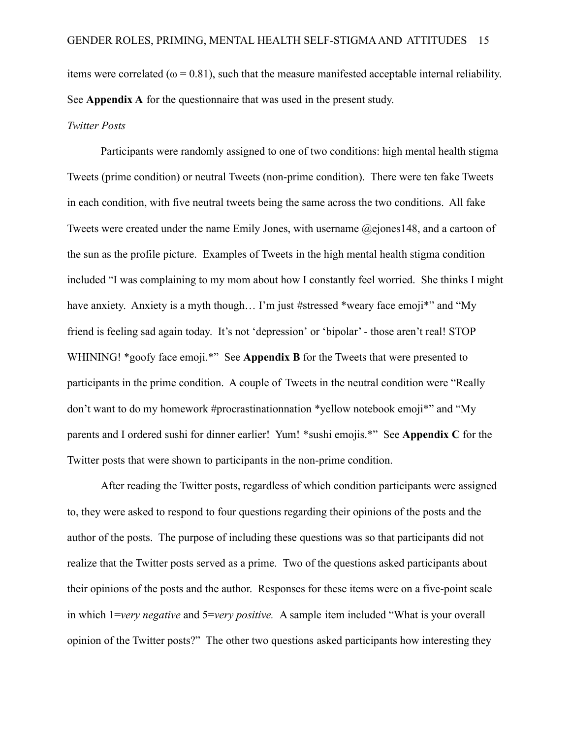items were correlated ($\omega = 0.81$), such that the measure manifested acceptable internal reliability. See **Appendix A** for the questionnaire that was used in the present study.

*Twitter Posts*

Participants were randomly assigned to one of two conditions: high mental health stigma Tweets (prime condition) or neutral Tweets (non-prime condition). There were ten fake Tweets in each condition, with five neutral tweets being the same across the two conditions. All fake Tweets were created under the name Emily Jones, with username @ejones148, and a cartoon of the sun as the profile picture. Examples of Tweets in the high mental health stigma condition included "I was complaining to my mom about how I constantly feel worried. She thinks I might have anxiety. Anxiety is a myth though… I'm just #stressed *weary face emoji*" and "My friend is feeling sad again today. It's not 'depression' or 'bipolar' - those aren't real! STOP WHINING! *goofy face emoji.*" See **Appendix B** for the Tweets that were presented to participants in the prime condition. A couple of Tweets in the neutral condition were "Really don't want to do my homework #procrastinationnation *yellow notebook emoji*" and "My parents and I ordered sushi for dinner earlier! Yum! *sushi emojis.*" See **Appendix C** for the Twitter posts that were shown to participants in the non-prime condition.

After reading the Twitter posts, regardless of which condition participants were assigned to, they were asked to respond to four questions regarding their opinions of the posts and the author of the posts. The purpose of including these questions was so that participants did not realize that the Twitter posts served as a prime. Two of the questions asked participants about their opinions of the posts and the author. Responses for these items were on a five-point scale in which 1=*very negative* and 5=*very positive.* A sample item included "What is your overall opinion of the Twitter posts?" The other two questions asked participants how interesting they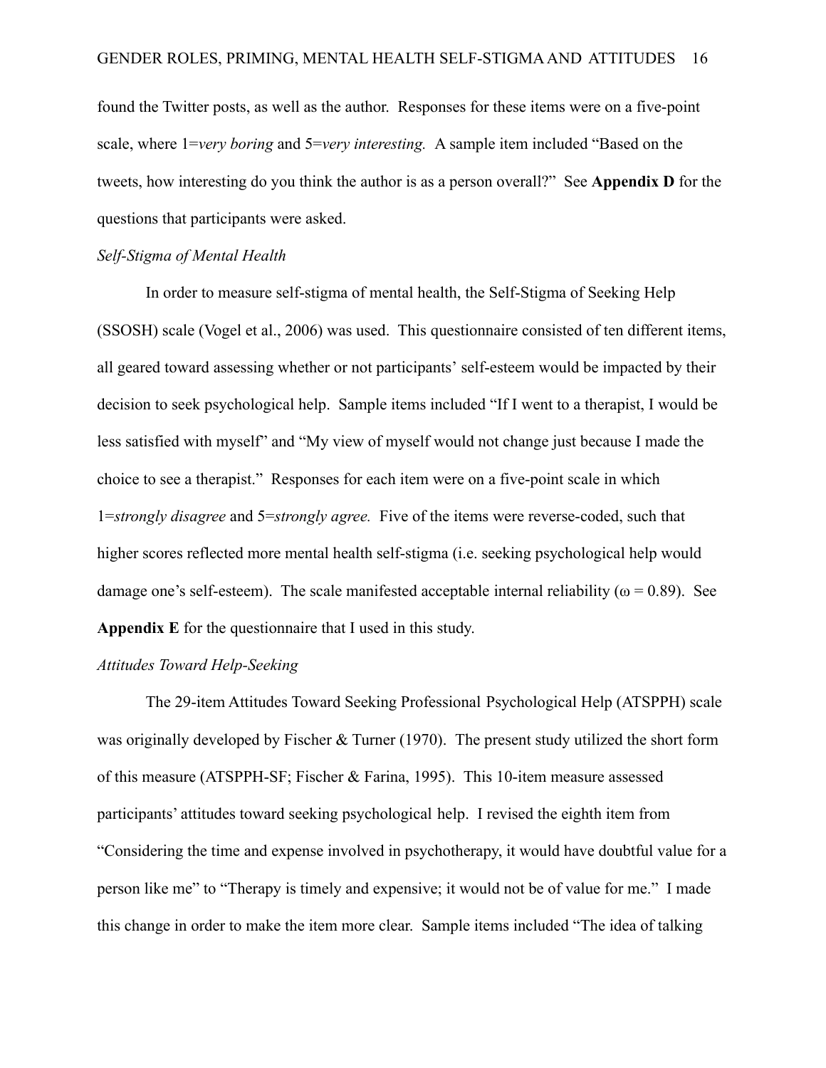found the Twitter posts, as well as the author. Responses for these items were on a five-point scale, where 1=*very boring* and 5=*very interesting.* A sample item included "Based on the tweets, how interesting do you think the author is as a person overall?" See **Appendix D** for the questions that participants were asked.

### *Self-Stigma of Mental Health*

In order to measure self-stigma of mental health, the Self-Stigma of Seeking Help (SSOSH) scale (Vogel et al., 2006) was used. This questionnaire consisted of ten different items, all geared toward assessing whether or not participants' self-esteem would be impacted by their decision to seek psychological help. Sample items included "If I went to a therapist, I would be less satisfied with myself" and "My view of myself would not change just because I made the choice to see a therapist." Responses for each item were on a five-point scale in which 1=*strongly disagree* and 5=*strongly agree.* Five of the items were reverse-coded, such that higher scores reflected more mental health self-stigma (i.e. seeking psychological help would damage one's self-esteem). The scale manifested acceptable internal reliability ($\omega = 0.89$). See **Appendix E** for the questionnaire that I used in this study.

### *Attitudes Toward Help-Seeking*

The 29-item Attitudes Toward Seeking Professional Psychological Help (ATSPPH) scale was originally developed by Fischer & Turner (1970). The present study utilized the short form of this measure (ATSPPH-SF; Fischer & Farina, 1995). This 10-item measure assessed participants' attitudes toward seeking psychological help. I revised the eighth item from "Considering the time and expense involved in psychotherapy, it would have doubtful value for a person like me" to "Therapy is timely and expensive; it would not be of value for me." I made this change in order to make the item more clear. Sample items included "The idea of talking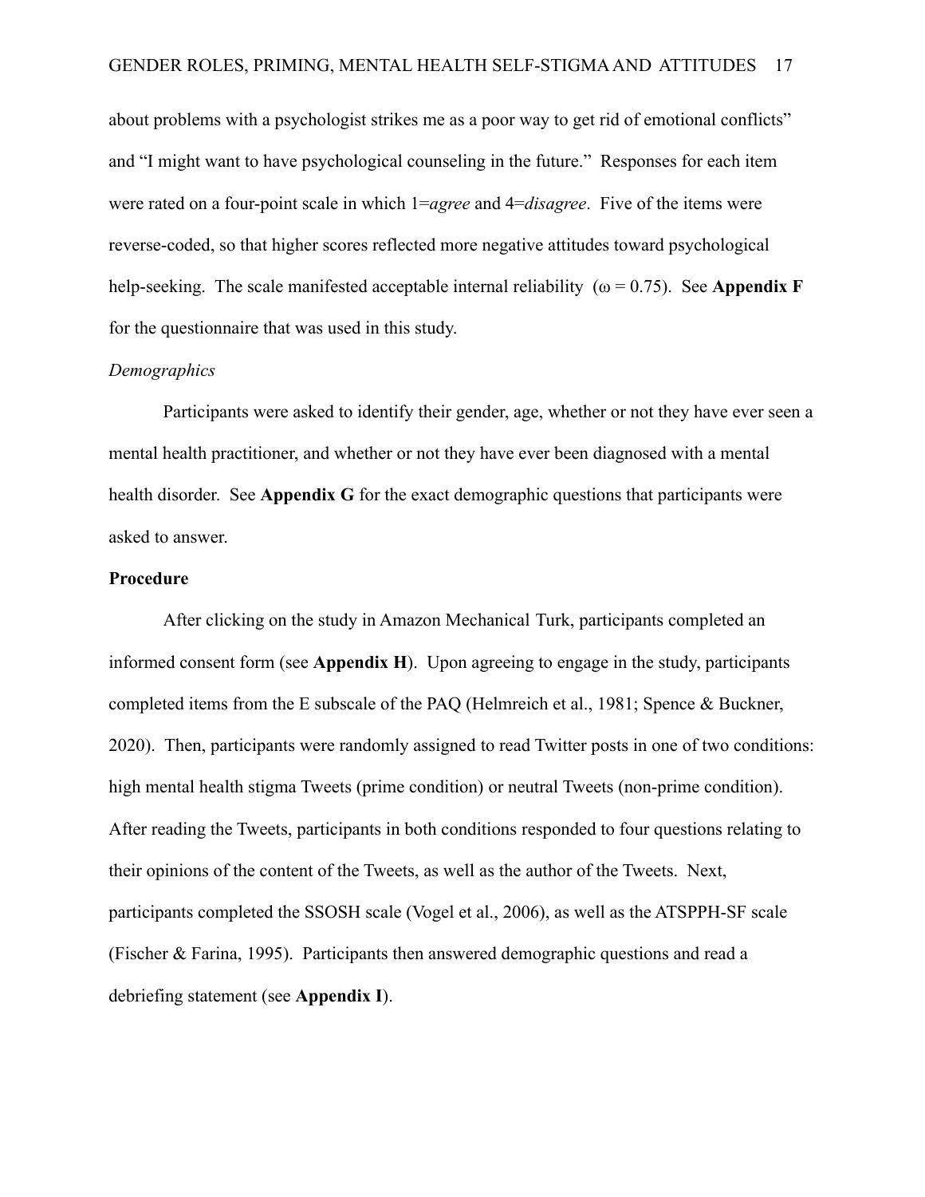about problems with a psychologist strikes me as a poor way to get rid of emotional conflicts" and "I might want to have psychological counseling in the future." Responses for each item were rated on a four-point scale in which 1=*agree* and 4=*disagree*. Five of the items were reverse-coded, so that higher scores reflected more negative attitudes toward psychological help-seeking. The scale manifested acceptable internal reliability ($\omega = 0.75$). See **Appendix F** for the questionnaire that was used in this study.

*Demographics*

Participants were asked to identify their gender, age, whether or not they have ever seen a mental health practitioner, and whether or not they have ever been diagnosed with a mental health disorder. See **Appendix G** for the exact demographic questions that participants were asked to answer.

**Procedure**

After clicking on the study in Amazon Mechanical Turk, participants completed an informed consent form (see **Appendix H**). Upon agreeing to engage in the study, participants completed items from the E subscale of the PAQ (Helmreich et al., 1981; Spence & Buckner, 2020). Then, participants were randomly assigned to read Twitter posts in one of two conditions: high mental health stigma Tweets (prime condition) or neutral Tweets (non-prime condition). After reading the Tweets, participants in both conditions responded to four questions relating to their opinions of the content of the Tweets, as well as the author of the Tweets. Next, participants completed the SSOSH scale (Vogel et al., 2006), as well as the ATSPPH-SF scale (Fischer & Farina, 1995). Participants then answered demographic questions and read a debriefing statement (see **Appendix I**).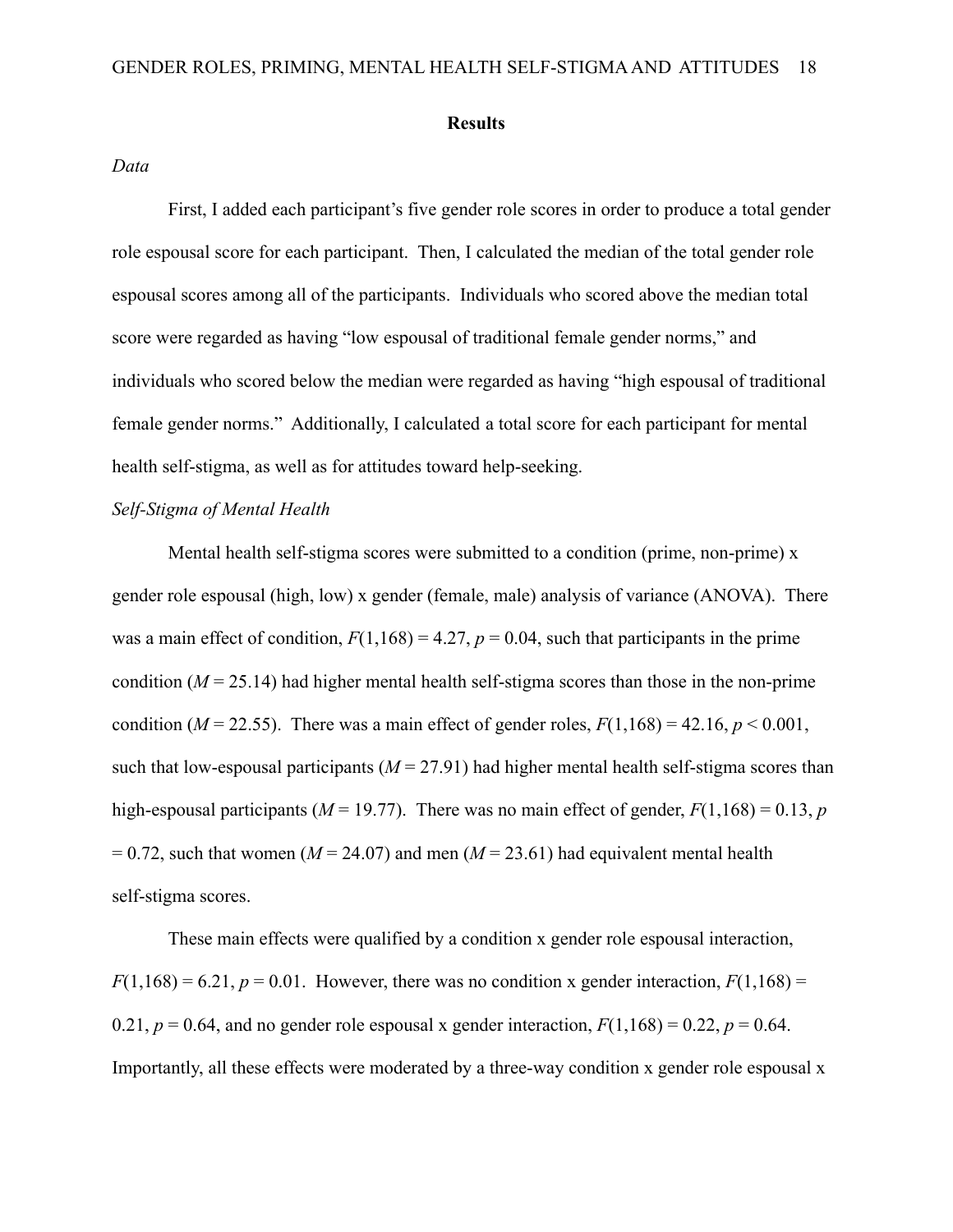## Results

*Data*

First, I added each participant's five gender role scores in order to produce a total gender role espousal score for each participant. Then, I calculated the median of the total gender role espousal scores among all of the participants. Individuals who scored above the median total score were regarded as having "low espousal of traditional female gender norms," and individuals who scored below the median were regarded as having "high espousal of traditional female gender norms." Additionally, I calculated a total score for each participant for mental health self-stigma, as well as for attitudes toward help-seeking.

*Self-Stigma of Mental Health*

Mental health self-stigma scores were submitted to a condition (prime, non-prime) x gender role espousal (high, low) x gender (female, male) analysis of variance (ANOVA). There was a main effect of condition, $F(1,168) = 4.27$, $p = 0.04$, such that participants in the prime condition ($M = 25.14$) had higher mental health self-stigma scores than those in the non-prime condition ($M = 22.55$). There was a main effect of gender roles, $F(1,168) = 42.16$, $p < 0.001$, such that low-espousal participants ($M = 27.91$) had higher mental health self-stigma scores than high-espousal participants ($M = 19.77$). There was no main effect of gender, $F(1,168) = 0.13$, $p = 0.72$, such that women ($M = 24.07$) and men ($M = 23.61$) had equivalent mental health self-stigma scores.

These main effects were qualified by a condition x gender role espousal interaction, $F(1,168) = 6.21$, $p = 0.01$. However, there was no condition x gender interaction, $F(1,168) = 0.21$, $p = 0.64$, and no gender role espousal x gender interaction, $F(1,168) = 0.22$, $p = 0.64$. Importantly, all these effects were moderated by a three-way condition x gender role espousal x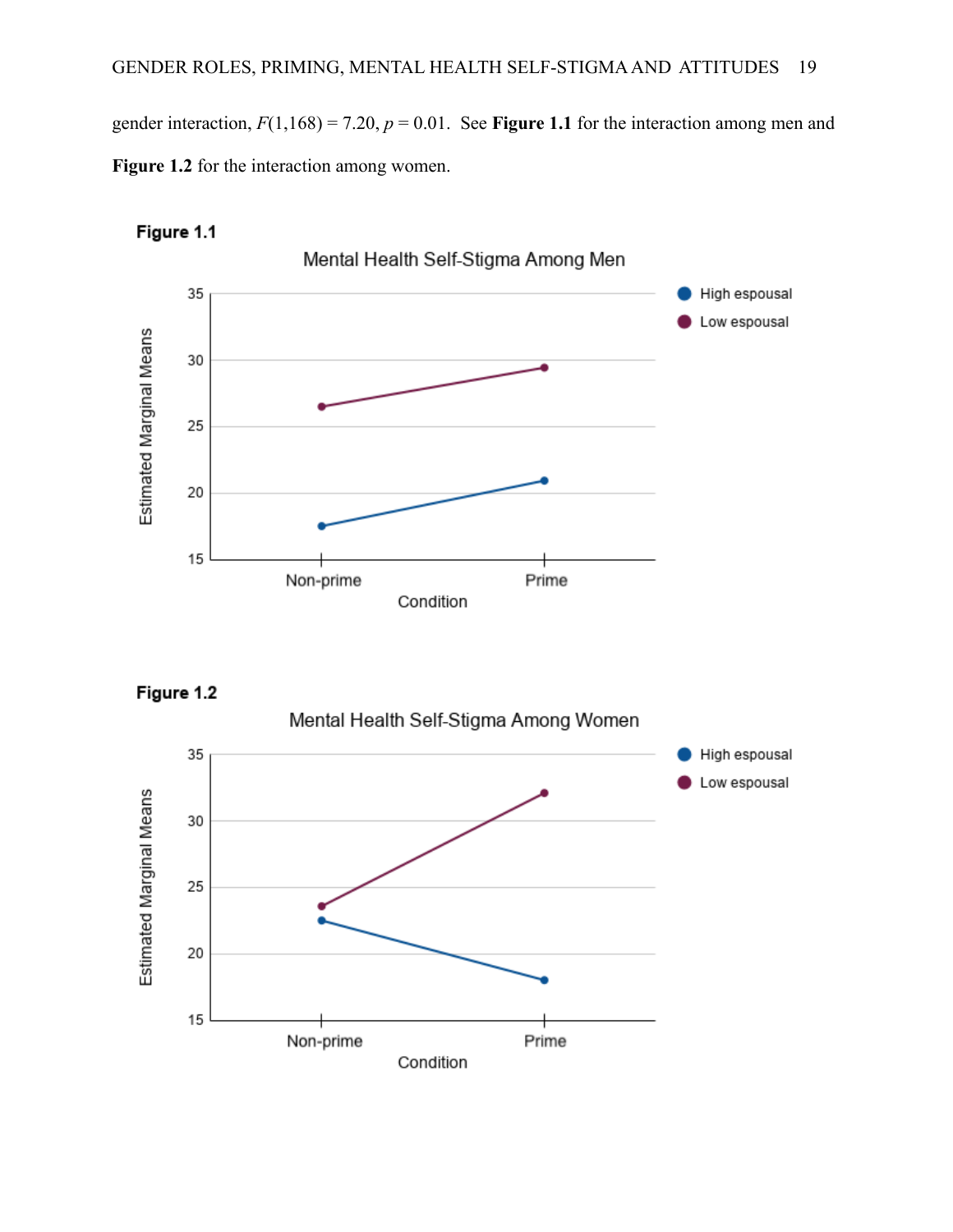gender interaction, $F(1,168) = 7.20$, $p = 0.01$. See **Figure 1.1** for the interaction among men and **Figure 1.2** for the interaction among women.

**Figure 1.1**

**Figure 1.2**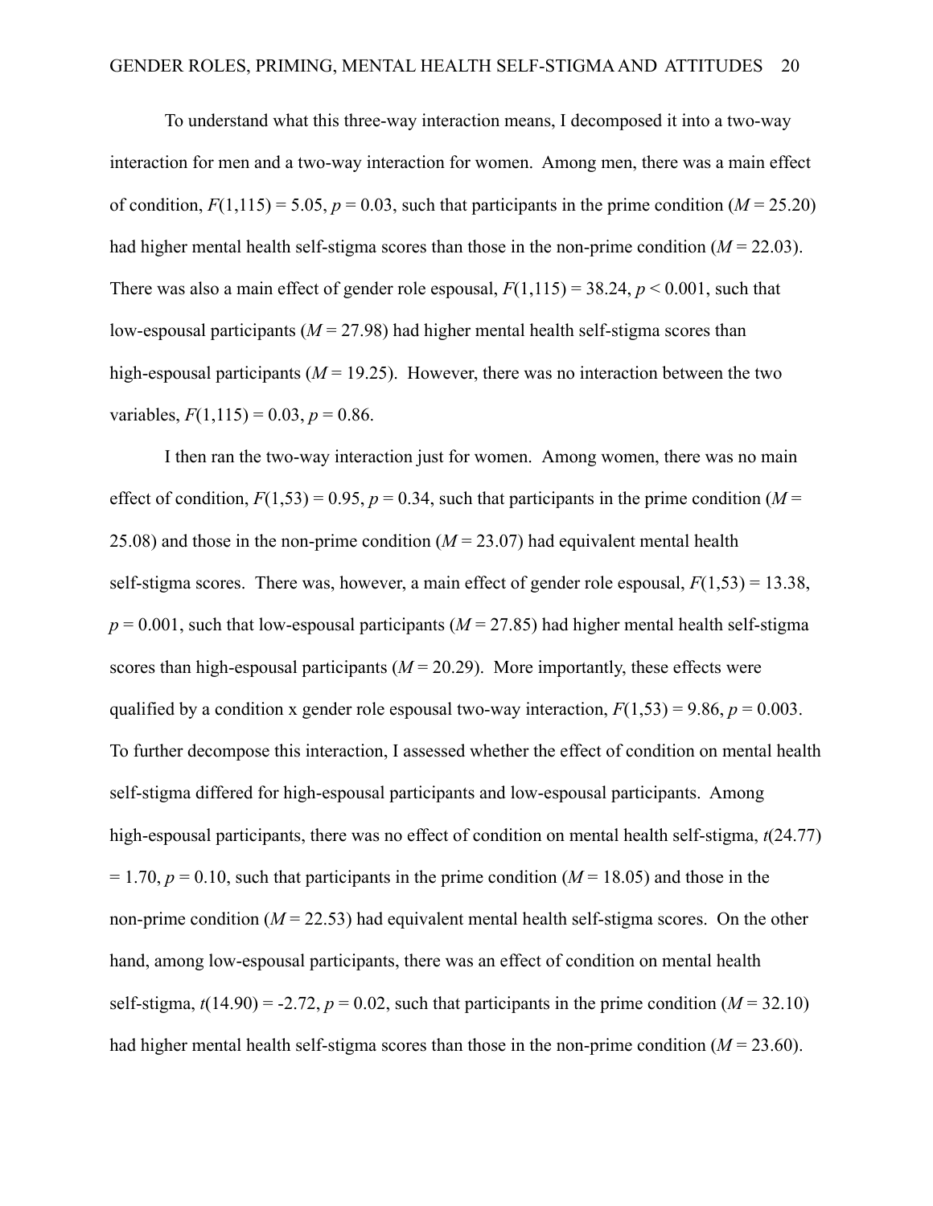To understand what this three-way interaction means, I decomposed it into a two-way interaction for men and a two-way interaction for women. Among men, there was a main effect of condition, $F(1,115) = 5.05$, $p = 0.03$, such that participants in the prime condition ($M = 25.20$) had higher mental health self-stigma scores than those in the non-prime condition ($M = 22.03$). There was also a main effect of gender role espousal, $F(1,115) = 38.24$, $p < 0.001$, such that low-espousal participants ($M = 27.98$) had higher mental health self-stigma scores than high-espousal participants ($M = 19.25$). However, there was no interaction between the two variables, $F(1,115) = 0.03$, $p = 0.86$.

I then ran the two-way interaction just for women. Among women, there was no main effect of condition, $F(1,53) = 0.95$, $p = 0.34$, such that participants in the prime condition ($M = 25.08$) and those in the non-prime condition ($M = 23.07$) had equivalent mental health self-stigma scores. There was, however, a main effect of gender role espousal, $F(1,53) = 13.38$, $p = 0.001$, such that low-espousal participants ($M = 27.85$) had higher mental health self-stigma scores than high-espousal participants ($M = 20.29$). More importantly, these effects were qualified by a condition x gender role espousal two-way interaction, $F(1,53) = 9.86$, $p = 0.003$. To further decompose this interaction, I assessed whether the effect of condition on mental health self-stigma differed for high-espousal participants and low-espousal participants. Among high-espousal participants, there was no effect of condition on mental health self-stigma, $t(24.77) = 1.70$, $p = 0.10$, such that participants in the prime condition ($M = 18.05$) and those in the non-prime condition ($M = 22.53$) had equivalent mental health self-stigma scores. On the other hand, among low-espousal participants, there was an effect of condition on mental health self-stigma, $t(14.90) = -2.72$, $p = 0.02$, such that participants in the prime condition ($M = 32.10$) had higher mental health self-stigma scores than those in the non-prime condition ($M = 23.60$).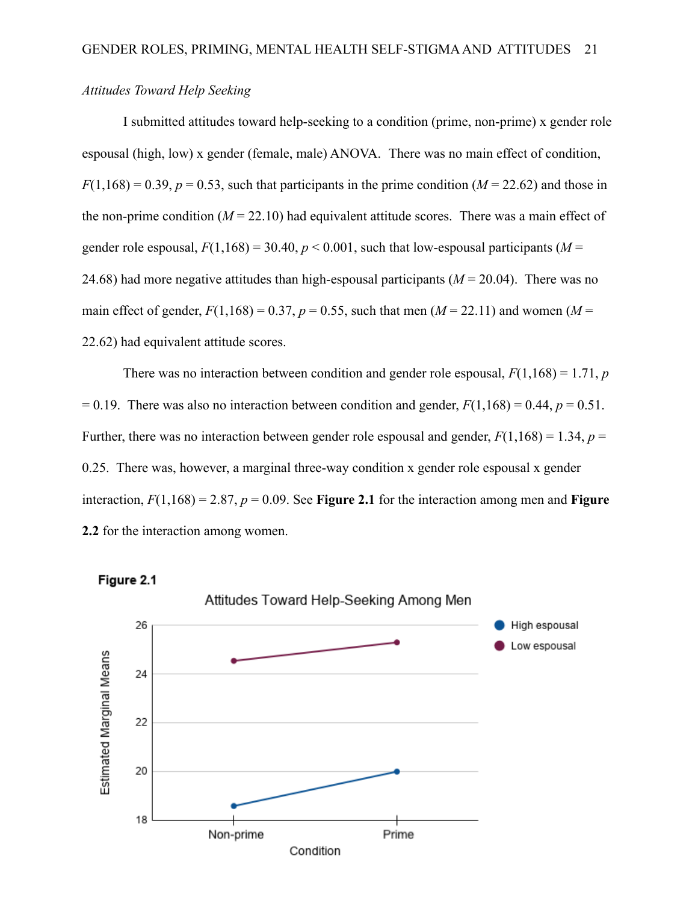*Attitudes Toward Help Seeking*

I submitted attitudes toward help-seeking to a condition (prime, non-prime) x gender role espousal (high, low) x gender (female, male) ANOVA. There was no main effect of condition, $F(1,168) = 0.39$, $p = 0.53$, such that participants in the prime condition ($M = 22.62$) and those in the non-prime condition ($M = 22.10$) had equivalent attitude scores. There was a main effect of gender role espousal, $F(1,168) = 30.40$, $p < 0.001$, such that low-espousal participants ($M = 24.68$) had more negative attitudes than high-espousal participants ($M = 20.04$). There was no main effect of gender, $F(1,168) = 0.37$, $p = 0.55$, such that men ($M = 22.11$) and women ($M = 22.62$) had equivalent attitude scores.

There was no interaction between condition and gender role espousal, $F(1,168) = 1.71$, $p = 0.19$. There was also no interaction between condition and gender, $F(1,168) = 0.44$, $p = 0.51$. Further, there was no interaction between gender role espousal and gender, $F(1,168) = 1.34$, $p = 0.25$. There was, however, a marginal three-way condition x gender role espousal x gender interaction, $F(1,168) = 2.87$, $p = 0.09$. See **Figure 2.1** for the interaction among men and **Figure 2.2** for the interaction among women.

**Figure 2.1**

Attitudes Toward Help-Seeking Among Men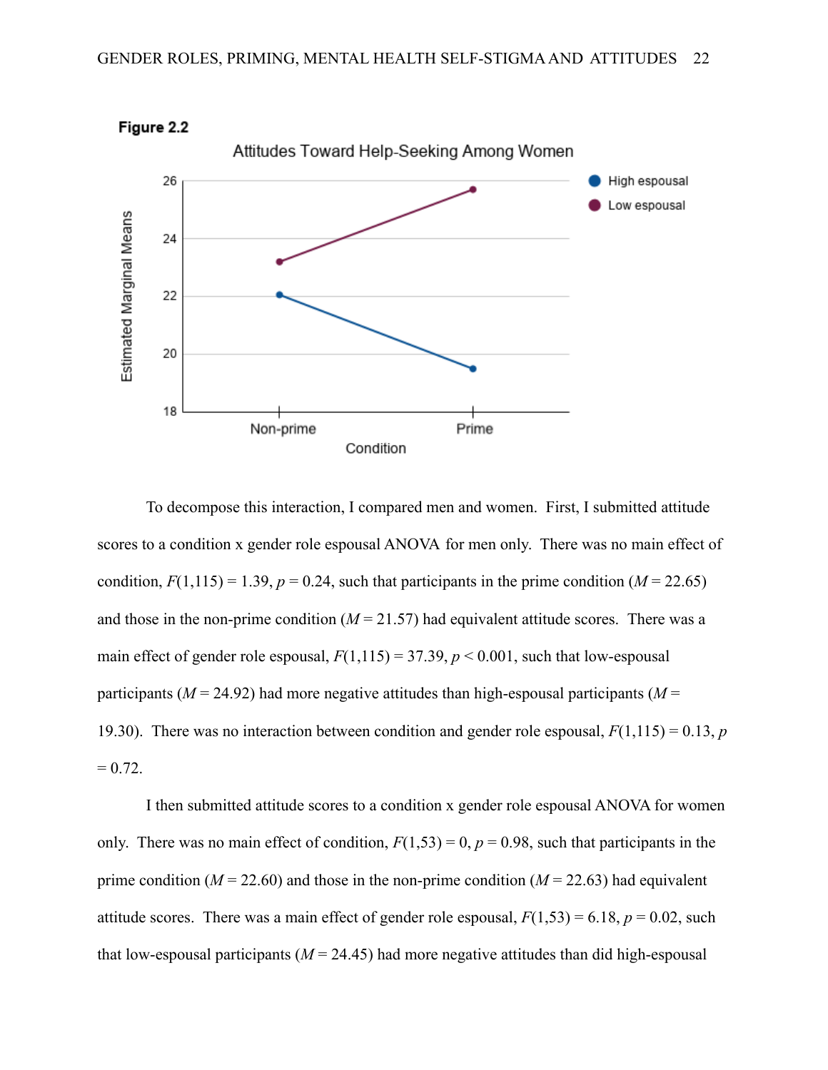**Figure 2.2**

To decompose this interaction, I compared men and women. First, I submitted attitude scores to a condition x gender role espousal ANOVA for men only. There was no main effect of condition, $F(1,115) = 1.39$, $p = 0.24$, such that participants in the prime condition ($M = 22.65$) and those in the non-prime condition ($M = 21.57$) had equivalent attitude scores. There was a main effect of gender role espousal, $F(1,115) = 37.39$, $p < 0.001$, such that low-espousal participants ($M = 24.92$) had more negative attitudes than high-espousal participants ($M = 19.30$). There was no interaction between condition and gender role espousal, $F(1,115) = 0.13$, $p = 0.72$.

I then submitted attitude scores to a condition x gender role espousal ANOVA for women only. There was no main effect of condition, $F(1,53) = 0$, $p = 0.98$, such that participants in the prime condition ($M = 22.60$) and those in the non-prime condition ($M = 22.63$) had equivalent attitude scores. There was a main effect of gender role espousal, $F(1,53) = 6.18$, $p = 0.02$, such that low-espousal participants ($M = 24.45$) had more negative attitudes than did high-espousal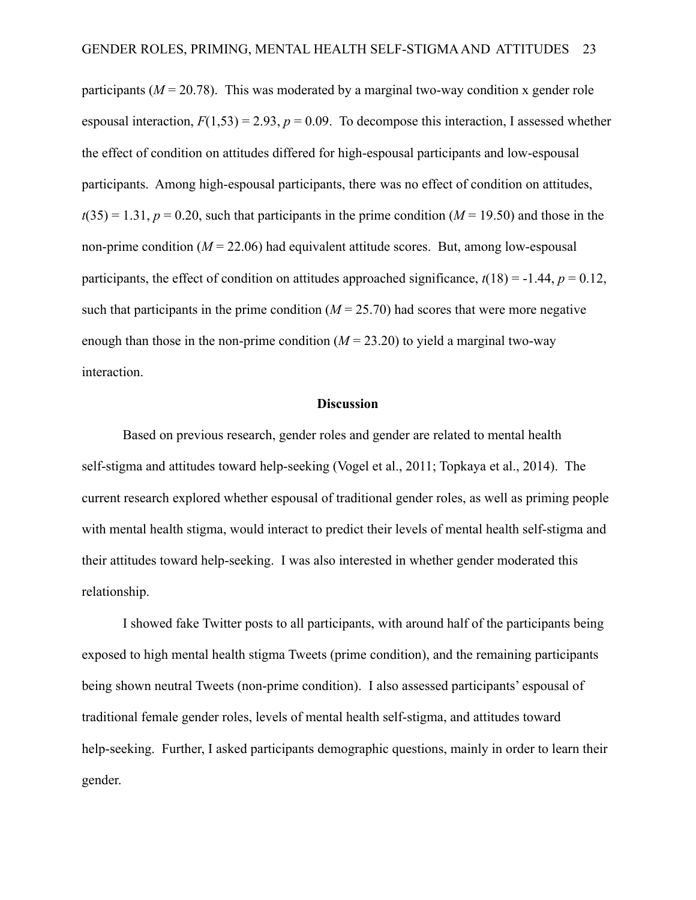participants ($M = 20.78$). This was moderated by a marginal two-way condition x gender role espousal interaction, $F(1,53) = 2.93$, $p = 0.09$. To decompose this interaction, I assessed whether the effect of condition on attitudes differed for high-espousal participants and low-espousal participants. Among high-espousal participants, there was no effect of condition on attitudes, $t(35) = 1.31$, $p = 0.20$, such that participants in the prime condition ($M = 19.50$) and those in the non-prime condition ($M = 22.06$) had equivalent attitude scores. But, among low-espousal participants, the effect of condition on attitudes approached significance, $t(18) = -1.44$, $p = 0.12$, such that participants in the prime condition ($M = 25.70$) had scores that were more negative enough than those in the non-prime condition ($M = 23.20$) to yield a marginal two-way interaction.

## Discussion

Based on previous research, gender roles and gender are related to mental health self-stigma and attitudes toward help-seeking (Vogel et al., 2011; Topkaya et al., 2014). The current research explored whether espousal of traditional gender roles, as well as priming people with mental health stigma, would interact to predict their levels of mental health self-stigma and their attitudes toward help-seeking. I was also interested in whether gender moderated this relationship.

I showed fake Twitter posts to all participants, with around half of the participants being exposed to high mental health stigma Tweets (prime condition), and the remaining participants being shown neutral Tweets (non-prime condition). I also assessed participants' espousal of traditional female gender roles, levels of mental health self-stigma, and attitudes toward help-seeking. Further, I asked participants demographic questions, mainly in order to learn their gender.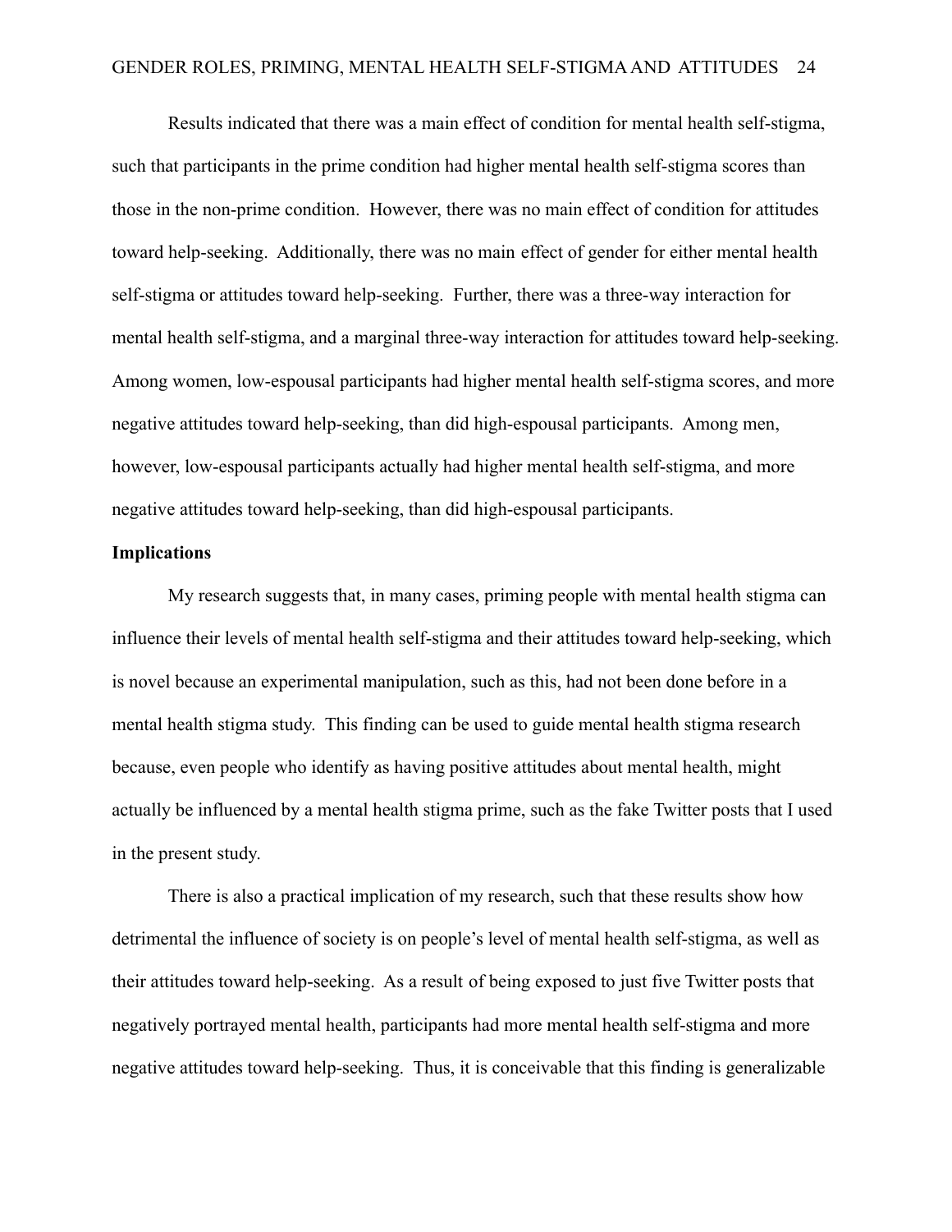Results indicated that there was a main effect of condition for mental health self-stigma, such that participants in the prime condition had higher mental health self-stigma scores than those in the non-prime condition. However, there was no main effect of condition for attitudes toward help-seeking. Additionally, there was no main effect of gender for either mental health self-stigma or attitudes toward help-seeking. Further, there was a three-way interaction for mental health self-stigma, and a marginal three-way interaction for attitudes toward help-seeking. Among women, low-espousal participants had higher mental health self-stigma scores, and more negative attitudes toward help-seeking, than did high-espousal participants. Among men, however, low-espousal participants actually had higher mental health self-stigma, and more negative attitudes toward help-seeking, than did high-espousal participants.

**Implications**

My research suggests that, in many cases, priming people with mental health stigma can influence their levels of mental health self-stigma and their attitudes toward help-seeking, which is novel because an experimental manipulation, such as this, had not been done before in a mental health stigma study. This finding can be used to guide mental health stigma research because, even people who identify as having positive attitudes about mental health, might actually be influenced by a mental health stigma prime, such as the fake Twitter posts that I used in the present study.

There is also a practical implication of my research, such that these results show how detrimental the influence of society is on people's level of mental health self-stigma, as well as their attitudes toward help-seeking. As a result of being exposed to just five Twitter posts that negatively portrayed mental health, participants had more mental health self-stigma and more negative attitudes toward help-seeking. Thus, it is conceivable that this finding is generalizable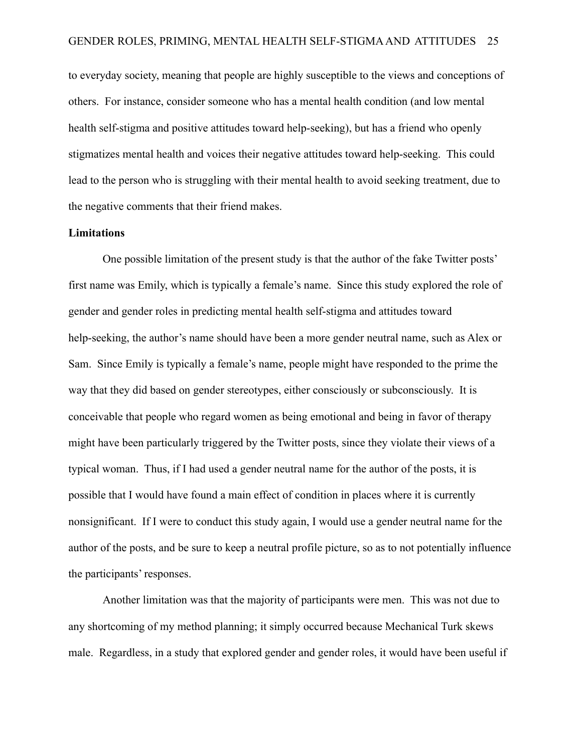to everyday society, meaning that people are highly susceptible to the views and conceptions of others. For instance, consider someone who has a mental health condition (and low mental health self-stigma and positive attitudes toward help-seeking), but has a friend who openly stigmatizes mental health and voices their negative attitudes toward help-seeking. This could lead to the person who is struggling with their mental health to avoid seeking treatment, due to the negative comments that their friend makes.

**Limitations**

One possible limitation of the present study is that the author of the fake Twitter posts' first name was Emily, which is typically a female's name. Since this study explored the role of gender and gender roles in predicting mental health self-stigma and attitudes toward help-seeking, the author's name should have been a more gender neutral name, such as Alex or Sam. Since Emily is typically a female's name, people might have responded to the prime the way that they did based on gender stereotypes, either consciously or subconsciously. It is conceivable that people who regard women as being emotional and being in favor of therapy might have been particularly triggered by the Twitter posts, since they violate their views of a typical woman. Thus, if I had used a gender neutral name for the author of the posts, it is possible that I would have found a main effect of condition in places where it is currently nonsignificant. If I were to conduct this study again, I would use a gender neutral name for the author of the posts, and be sure to keep a neutral profile picture, so as to not potentially influence the participants' responses.

Another limitation was that the majority of participants were men. This was not due to any shortcoming of my method planning; it simply occurred because Mechanical Turk skews male. Regardless, in a study that explored gender and gender roles, it would have been useful if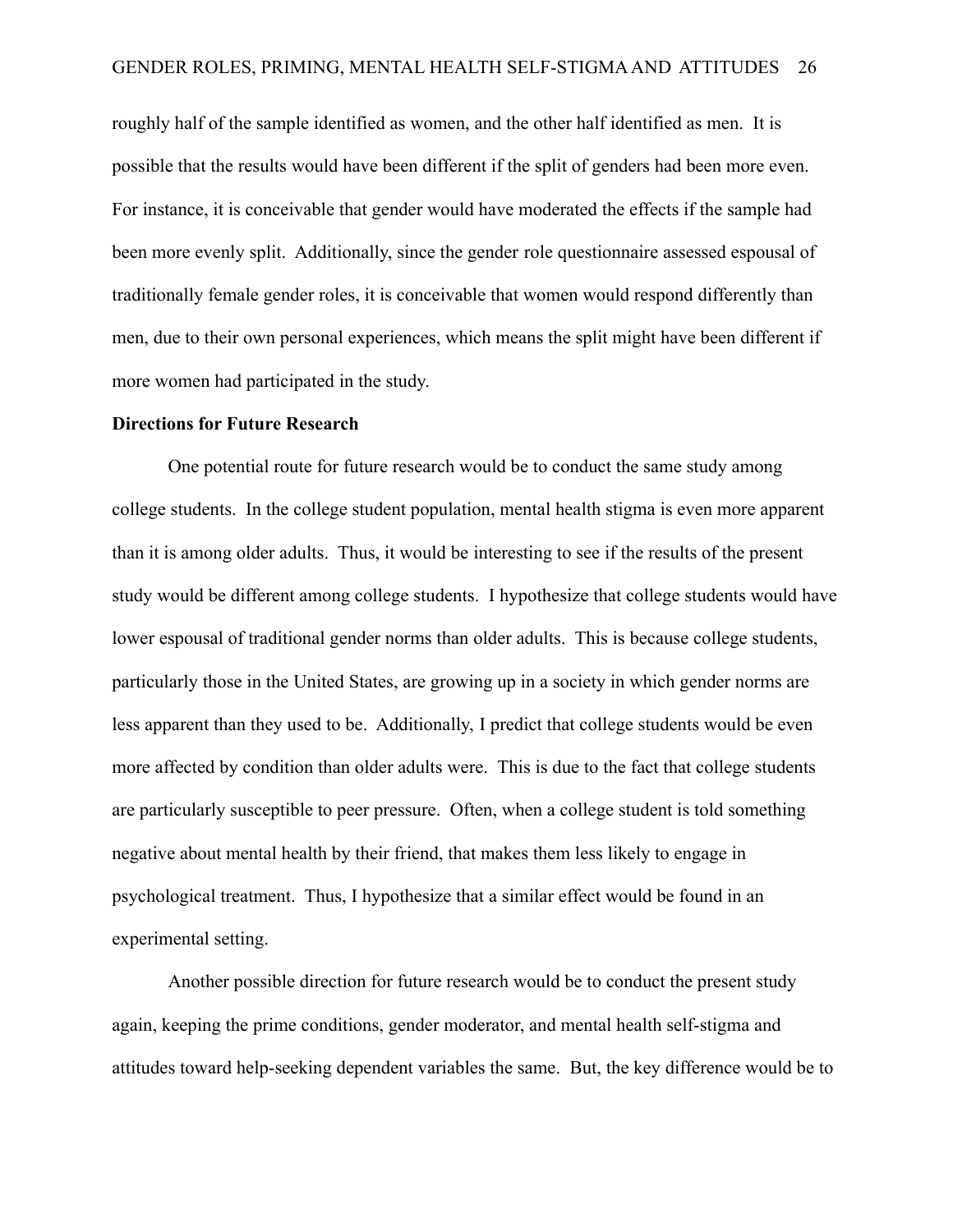roughly half of the sample identified as women, and the other half identified as men. It is possible that the results would have been different if the split of genders had been more even. For instance, it is conceivable that gender would have moderated the effects if the sample had been more evenly split. Additionally, since the gender role questionnaire assessed espousal of traditionally female gender roles, it is conceivable that women would respond differently than men, due to their own personal experiences, which means the split might have been different if more women had participated in the study.

**Directions for Future Research**

One potential route for future research would be to conduct the same study among college students. In the college student population, mental health stigma is even more apparent than it is among older adults. Thus, it would be interesting to see if the results of the present study would be different among college students. I hypothesize that college students would have lower espousal of traditional gender norms than older adults. This is because college students, particularly those in the United States, are growing up in a society in which gender norms are less apparent than they used to be. Additionally, I predict that college students would be even more affected by condition than older adults were. This is due to the fact that college students are particularly susceptible to peer pressure. Often, when a college student is told something negative about mental health by their friend, that makes them less likely to engage in psychological treatment. Thus, I hypothesize that a similar effect would be found in an experimental setting.

Another possible direction for future research would be to conduct the present study again, keeping the prime conditions, gender moderator, and mental health self-stigma and attitudes toward help-seeking dependent variables the same. But, the key difference would be to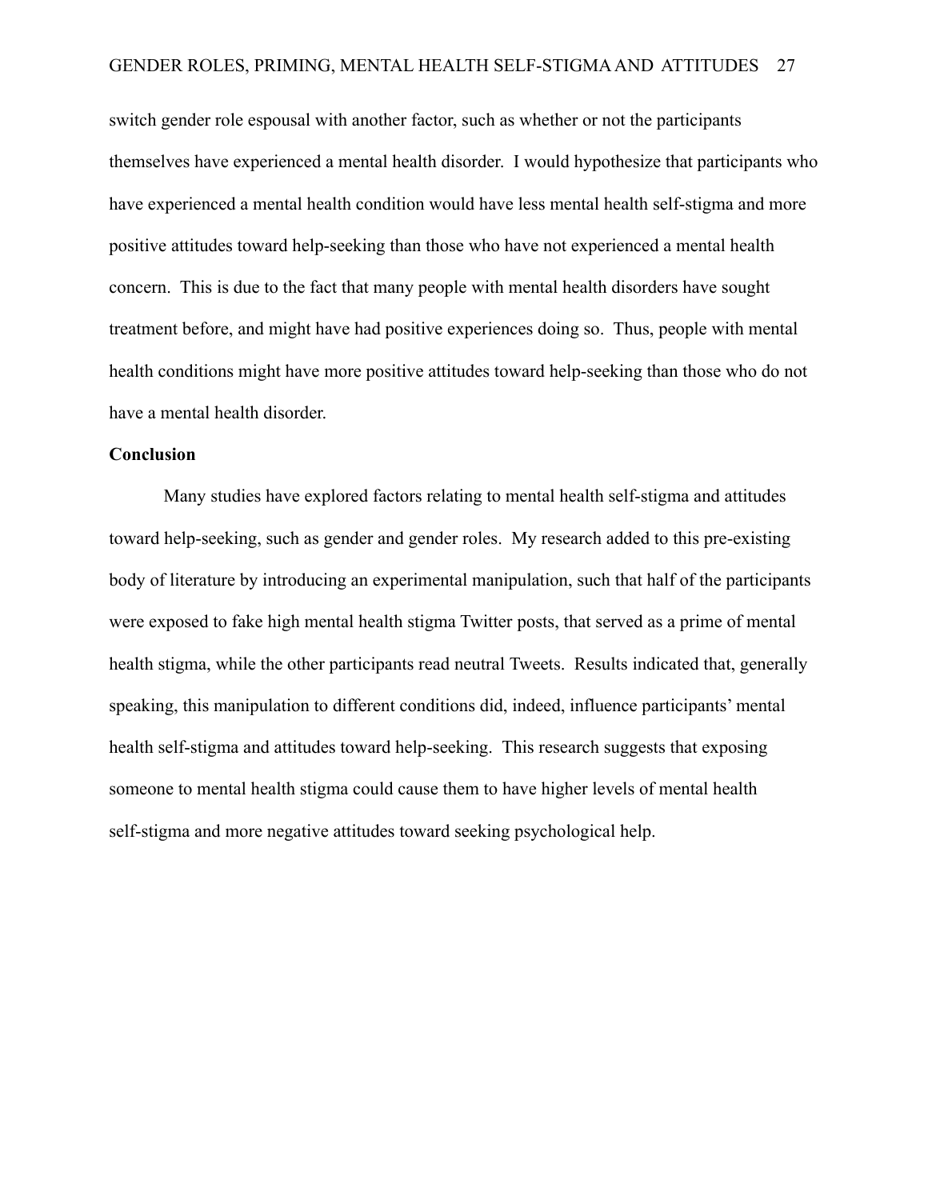switch gender role espousal with another factor, such as whether or not the participants themselves have experienced a mental health disorder. I would hypothesize that participants who have experienced a mental health condition would have less mental health self-stigma and more positive attitudes toward help-seeking than those who have not experienced a mental health concern. This is due to the fact that many people with mental health disorders have sought treatment before, and might have had positive experiences doing so. Thus, people with mental health conditions might have more positive attitudes toward help-seeking than those who do not have a mental health disorder.

## Conclusion

Many studies have explored factors relating to mental health self-stigma and attitudes toward help-seeking, such as gender and gender roles. My research added to this pre-existing body of literature by introducing an experimental manipulation, such that half of the participants were exposed to fake high mental health stigma Twitter posts, that served as a prime of mental health stigma, while the other participants read neutral Tweets. Results indicated that, generally speaking, this manipulation to different conditions did, indeed, influence participants' mental health self-stigma and attitudes toward help-seeking. This research suggests that exposing someone to mental health stigma could cause them to have higher levels of mental health self-stigma and more negative attitudes toward seeking psychological help.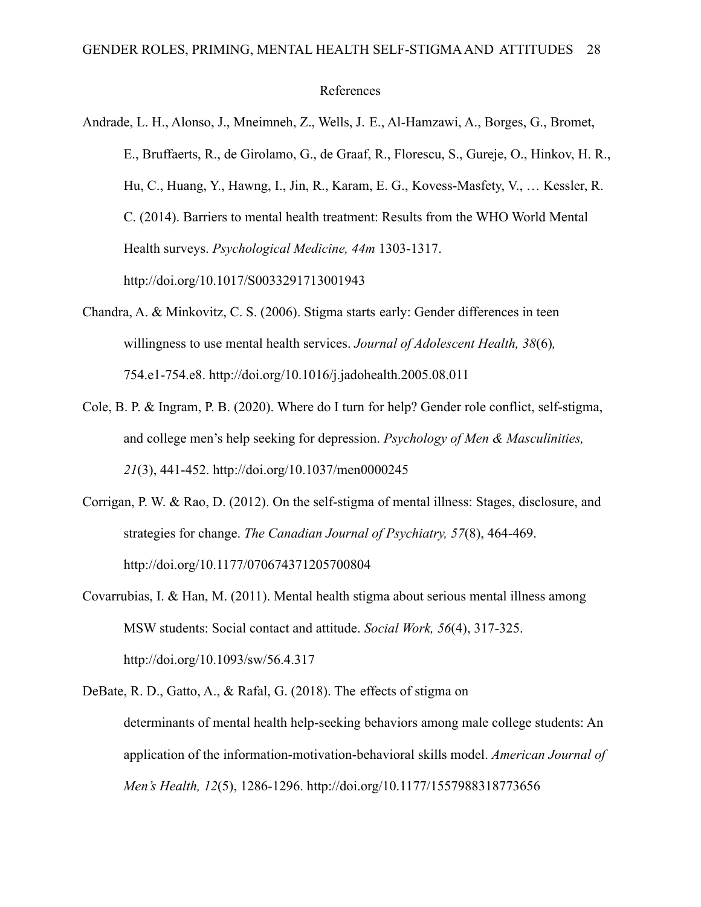# References

Andrade, L. H., Alonso, J., Mneimneh, Z., Wells, J. E., Al-Hamzawi, A., Borges, G., Bromet, E., Bruffaerts, R., de Girolamo, G., de Graaf, R., Florescu, S., Gureje, O., Hinkov, H. R., Hu, C., Huang, Y., Hawng, I., Jin, R., Karam, E. G., Kovess-Masfety, V., … Kessler, R. C. (2014). Barriers to mental health treatment: Results from the WHO World Mental Health surveys. *Psychological Medicine, 44m* 1303-1317. http://doi.org/10.1017/S0033291713001943

Chandra, A. & Minkovitz, C. S. (2006). Stigma starts early: Gender differences in teen willingness to use mental health services. *Journal of Adolescent Health, 38*(6)*,* 754.e1-754.e8. http://doi.org/10.1016/j.jadohealth.2005.08.011

Cole, B. P. & Ingram, P. B. (2020). Where do I turn for help? Gender role conflict, self-stigma, and college men's help seeking for depression. *Psychology of Men & Masculinities, 21*(3), 441-452. http://doi.org/10.1037/men0000245

Corrigan, P. W. & Rao, D. (2012). On the self-stigma of mental illness: Stages, disclosure, and strategies for change. *The Canadian Journal of Psychiatry, 57*(8), 464-469. http://doi.org/10.1177/070674371205700804

Covarrubias, I. & Han, M. (2011). Mental health stigma about serious mental illness among MSW students: Social contact and attitude. *Social Work, 56*(4), 317-325. http://doi.org/10.1093/sw/56.4.317

DeBate, R. D., Gatto, A., & Rafal, G. (2018). The effects of stigma on determinants of mental health help-seeking behaviors among male college students: An application of the information-motivation-behavioral skills model. *American Journal of Men's Health, 12*(5), 1286-1296. http://doi.org/10.1177/1557988318773656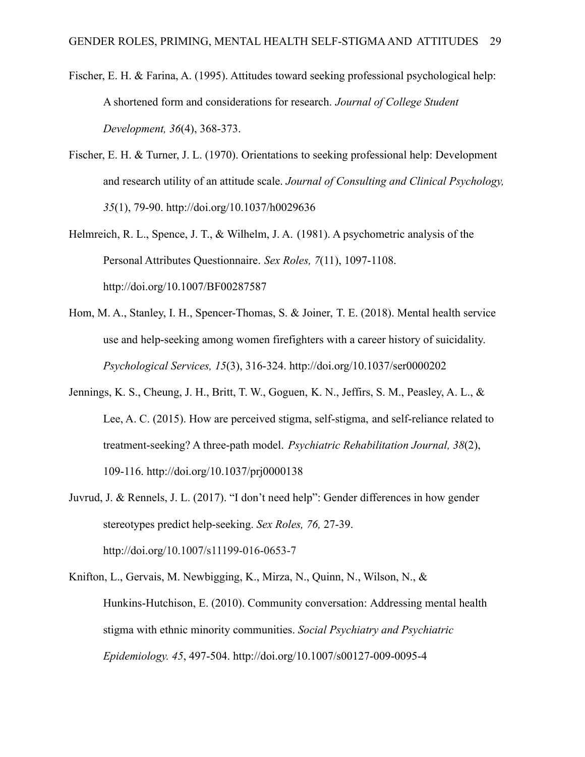Fischer, E. H. & Farina, A. (1995). Attitudes toward seeking professional psychological help: A shortened form and considerations for research. *Journal of College Student Development, 36*(4), 368-373.

Fischer, E. H. & Turner, J. L. (1970). Orientations to seeking professional help: Development and research utility of an attitude scale. *Journal of Consulting and Clinical Psychology, 35*(1), 79-90. http://doi.org/10.1037/h0029636

Helmreich, R. L., Spence, J. T., & Wilhelm, J. A. (1981). A psychometric analysis of the Personal Attributes Questionnaire. *Sex Roles, 7*(11), 1097-1108. http://doi.org/10.1007/BF00287587

Hom, M. A., Stanley, I. H., Spencer-Thomas, S. & Joiner, T. E. (2018). Mental health service use and help-seeking among women firefighters with a career history of suicidality. *Psychological Services, 15*(3), 316-324. http://doi.org/10.1037/ser0000202

Jennings, K. S., Cheung, J. H., Britt, T. W., Goguen, K. N., Jeffirs, S. M., Peasley, A. L., & Lee, A. C. (2015). How are perceived stigma, self-stigma, and self-reliance related to treatment-seeking? A three-path model. *Psychiatric Rehabilitation Journal, 38*(2), 109-116. http://doi.org/10.1037/prj0000138

Juvrud, J. & Rennels, J. L. (2017). "I don't need help": Gender differences in how gender stereotypes predict help-seeking. *Sex Roles, 76,* 27-39. http://doi.org/10.1007/s11199-016-0653-7

Knifton, L., Gervais, M. Newbigging, K., Mirza, N., Quinn, N., Wilson, N., & Hunkins-Hutchison, E. (2010). Community conversation: Addressing mental health stigma with ethnic minority communities. *Social Psychiatry and Psychiatric Epidemiology. 45*, 497-504. http://doi.org/10.1007/s00127-009-0095-4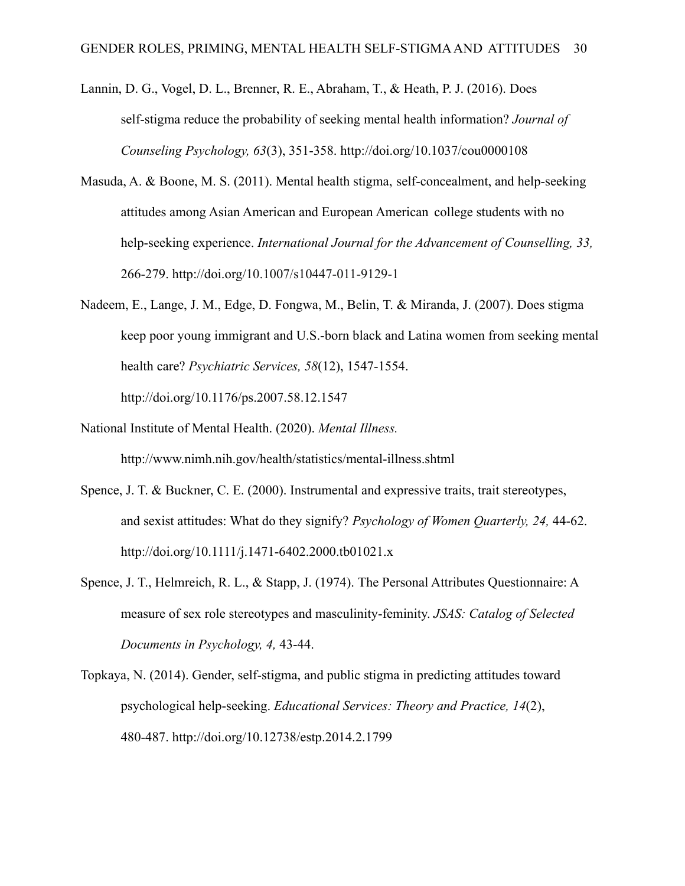Lannin, D. G., Vogel, D. L., Brenner, R. E., Abraham, T., & Heath, P. J. (2016). Does self-stigma reduce the probability of seeking mental health information? *Journal of Counseling Psychology, 63*(3), 351-358. http://doi.org/10.1037/cou0000108

Masuda, A. & Boone, M. S. (2011). Mental health stigma, self-concealment, and help-seeking attitudes among Asian American and European American college students with no help-seeking experience. *International Journal for the Advancement of Counselling, 33,* 266-279. http://doi.org/10.1007/s10447-011-9129-1

Nadeem, E., Lange, J. M., Edge, D. Fongwa, M., Belin, T. & Miranda, J. (2007). Does stigma keep poor young immigrant and U.S.-born black and Latina women from seeking mental health care? *Psychiatric Services, 58*(12), 1547-1554. http://doi.org/10.1176/ps.2007.58.12.1547

National Institute of Mental Health. (2020). *Mental Illness.* http://www.nimh.nih.gov/health/statistics/mental-illness.shtml

Spence, J. T. & Buckner, C. E. (2000). Instrumental and expressive traits, trait stereotypes, and sexist attitudes: What do they signify? *Psychology of Women Quarterly, 24,* 44-62. http://doi.org/10.1111/j.1471-6402.2000.tb01021.x

Spence, J. T., Helmreich, R. L., & Stapp, J. (1974). The Personal Attributes Questionnaire: A measure of sex role stereotypes and masculinity-feminity. *JSAS: Catalog of Selected Documents in Psychology, 4,* 43-44.

Topkaya, N. (2014). Gender, self-stigma, and public stigma in predicting attitudes toward psychological help-seeking. *Educational Services: Theory and Practice, 14*(2), 480-487. http://doi.org/10.12738/estp.2014.2.1799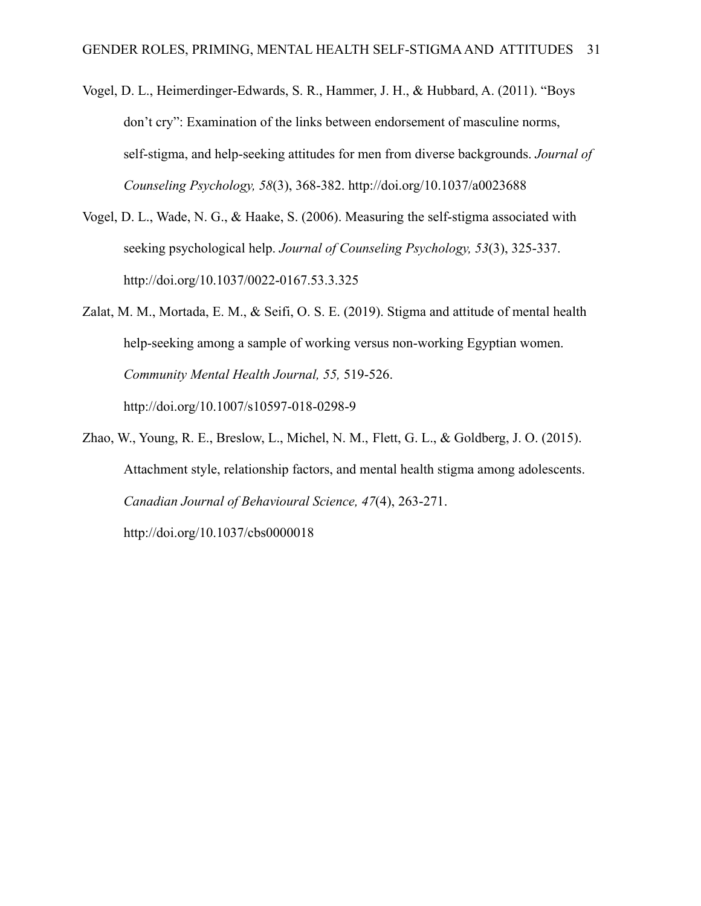Vogel, D. L., Heimerdinger-Edwards, S. R., Hammer, J. H., & Hubbard, A. (2011). "Boys don't cry": Examination of the links between endorsement of masculine norms, self-stigma, and help-seeking attitudes for men from diverse backgrounds. *Journal of Counseling Psychology, 58*(3), 368-382. http://doi.org/10.1037/a0023688

Vogel, D. L., Wade, N. G., & Haake, S. (2006). Measuring the self-stigma associated with seeking psychological help. *Journal of Counseling Psychology, 53*(3), 325-337. http://doi.org/10.1037/0022-0167.53.3.325

Zalat, M. M., Mortada, E. M., & Seifi, O. S. E. (2019). Stigma and attitude of mental health help-seeking among a sample of working versus non-working Egyptian women. *Community Mental Health Journal, 55,* 519-526. http://doi.org/10.1007/s10597-018-0298-9

Zhao, W., Young, R. E., Breslow, L., Michel, N. M., Flett, G. L., & Goldberg, J. O. (2015). Attachment style, relationship factors, and mental health stigma among adolescents. *Canadian Journal of Behavioural Science, 47*(4), 263-271. http://doi.org/10.1037/cbs0000018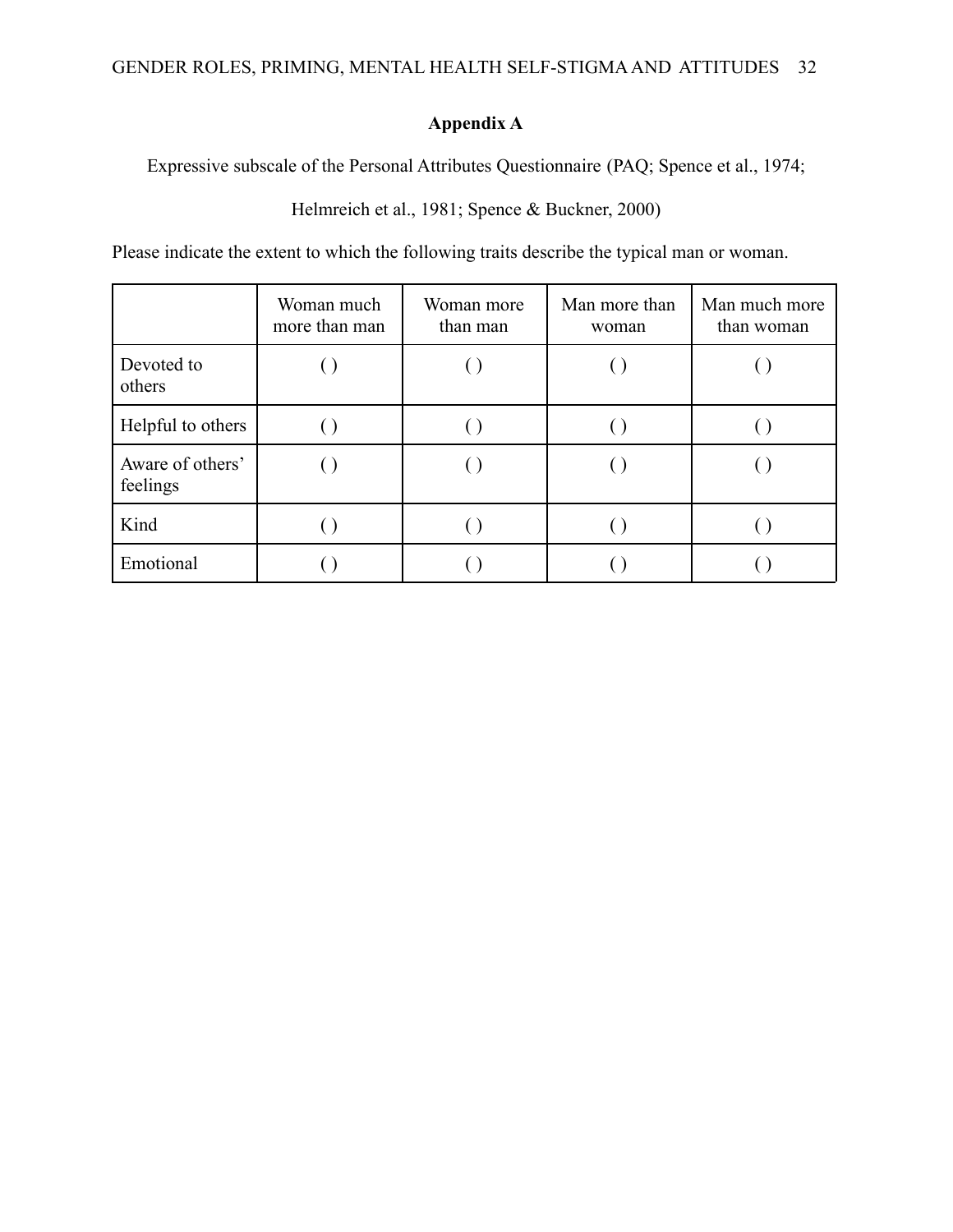## Appendix A

Expressive subscale of the Personal Attributes Questionnaire (PAQ; Spence et al., 1974; Helmreich et al., 1981; Spence & Buckner, 2000)

Please indicate the extent to which the following traits describe the typical man or woman.

| | Woman much more than man | Woman more than man | Man more than woman | Man much more than woman |
|---|---|---|---|---|
| Devoted to others | ( ) | ( ) | ( ) | ( ) |
| Helpful to others | ( ) | ( ) | ( ) | ( ) |
| Aware of others' feelings | ( ) | ( ) | ( ) | ( ) |
| Kind | ( ) | ( ) | ( ) | ( ) |
| Emotional | ( ) | ( ) | ( ) | ( ) |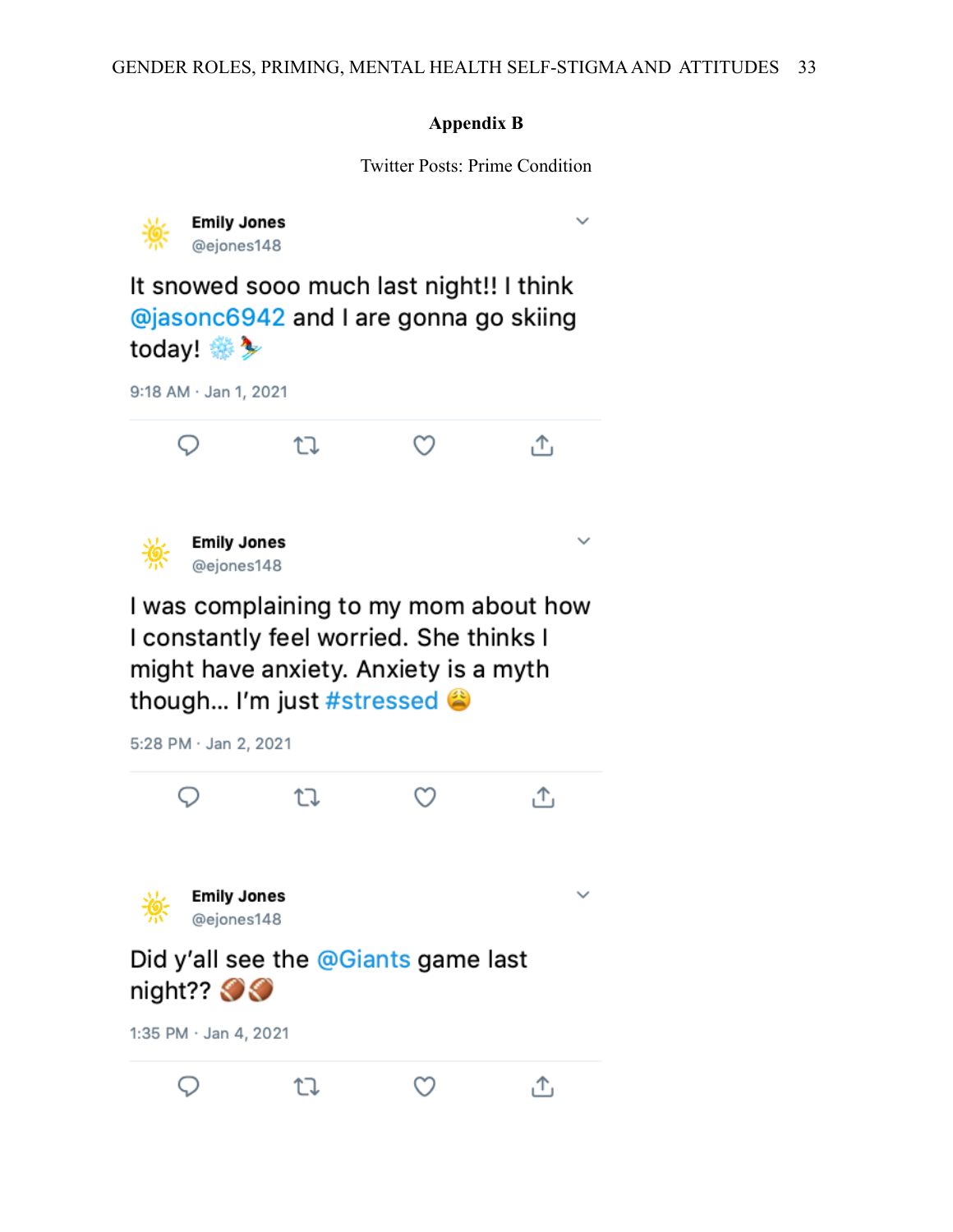## Appendix B

Twitter Posts: Prime Condition

**Emily Jones**
@ejones148

It snowed sooo much last night!! I think @jasonc6942 and I are gonna go skiing today! ❄️⛷️

9:18 AM · Jan 1, 2021

**Emily Jones**
@ejones148

I was complaining to my mom about how I constantly feel worried. She thinks I might have anxiety. Anxiety is a myth though... I'm just #stressed 😩

5:28 PM · Jan 2, 2021

**Emily Jones**
@ejones148

Did y'all see the @Giants game last night?? 🏈🏈

1:35 PM · Jan 4, 2021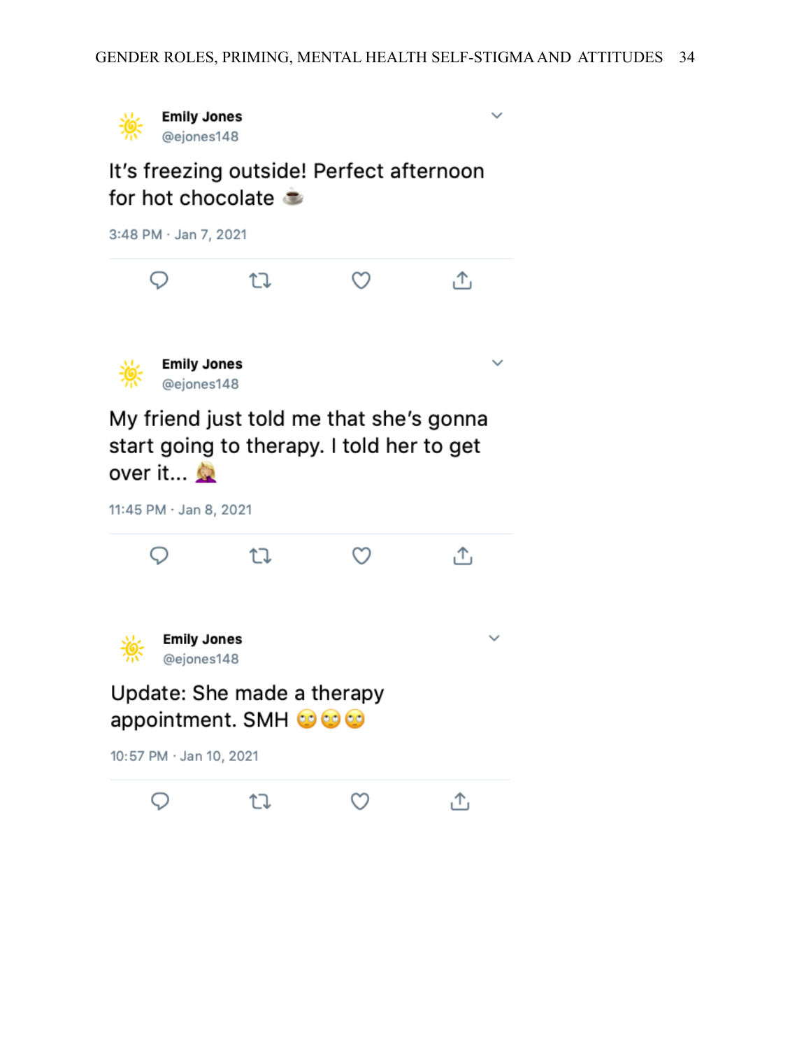Emily Jones
@ejones148

It's freezing outside! Perfect afternoon for hot chocolate ☕

3:48 PM · Jan 7, 2021

Emily Jones
@ejones148

My friend just told me that she's gonna start going to therapy. I told her to get over it... 🤦‍♀️

11:45 PM · Jan 8, 2021

Emily Jones
@ejones148

Update: She made a therapy appointment. SMH 🙄🙄🙄

10:57 PM · Jan 10, 2021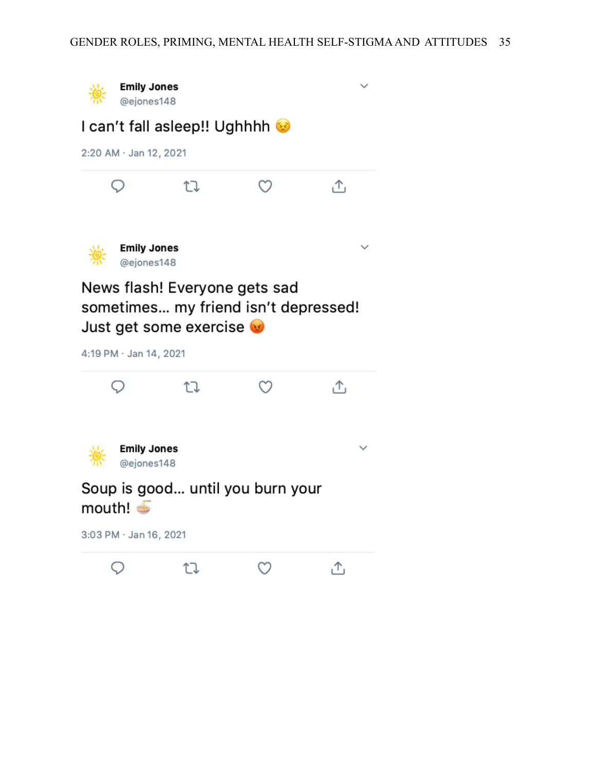**Emily Jones**
@ejones148

I can't fall asleep!! Ughhhh 😣

2:20 AM · Jan 12, 2021

**Emily Jones**
@ejones148

News flash! Everyone gets sad sometimes... my friend isn't depressed! Just get some exercise 😡

4:19 PM · Jan 14, 2021

**Emily Jones**
@ejones148

Soup is good... until you burn your mouth! 🍜

3:03 PM · Jan 16, 2021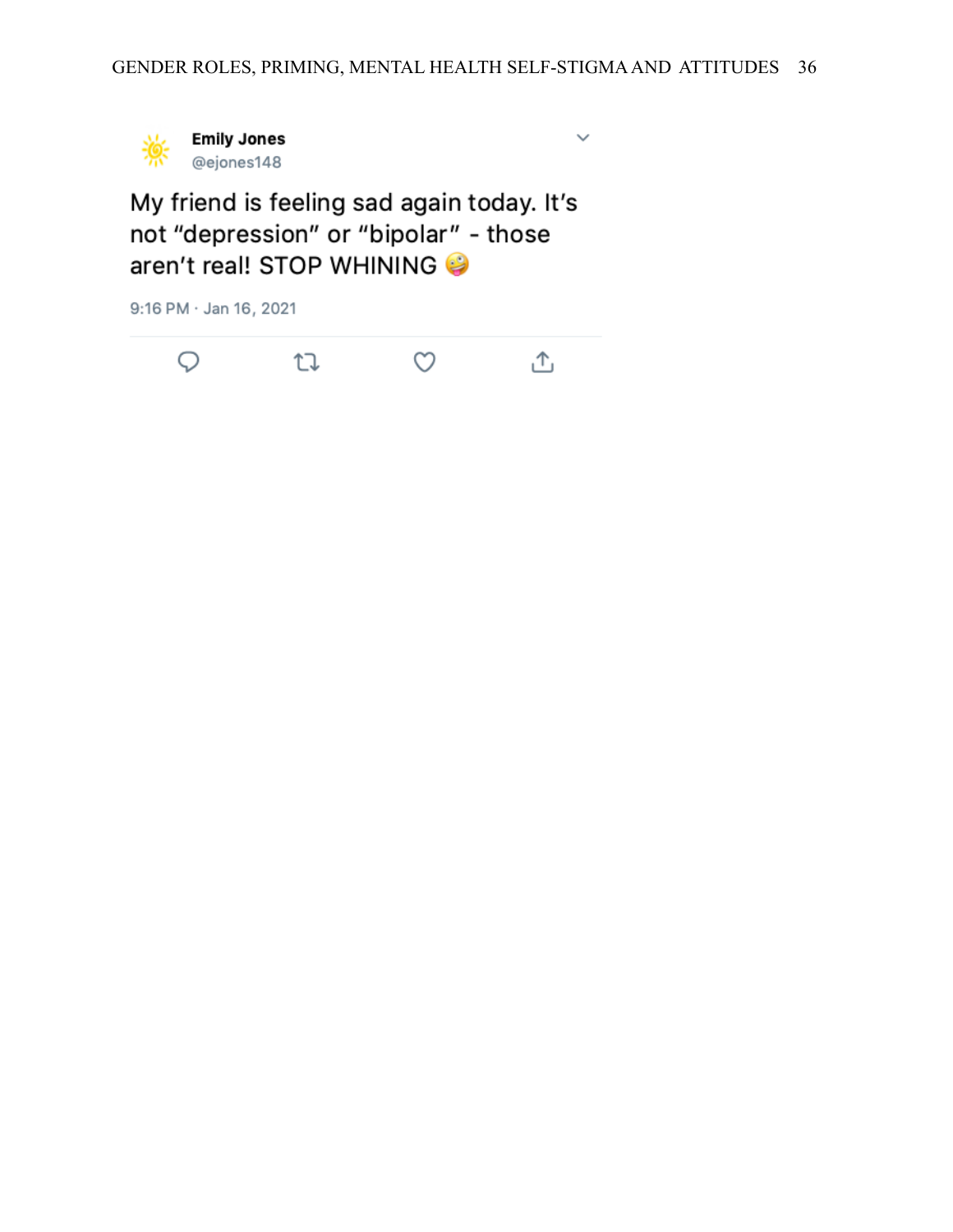Emily Jones
@ejones148

My friend is feeling sad again today. It's not "depression" or "bipolar" - those aren't real! STOP WHINING 🤪

9:16 PM · Jan 16, 2021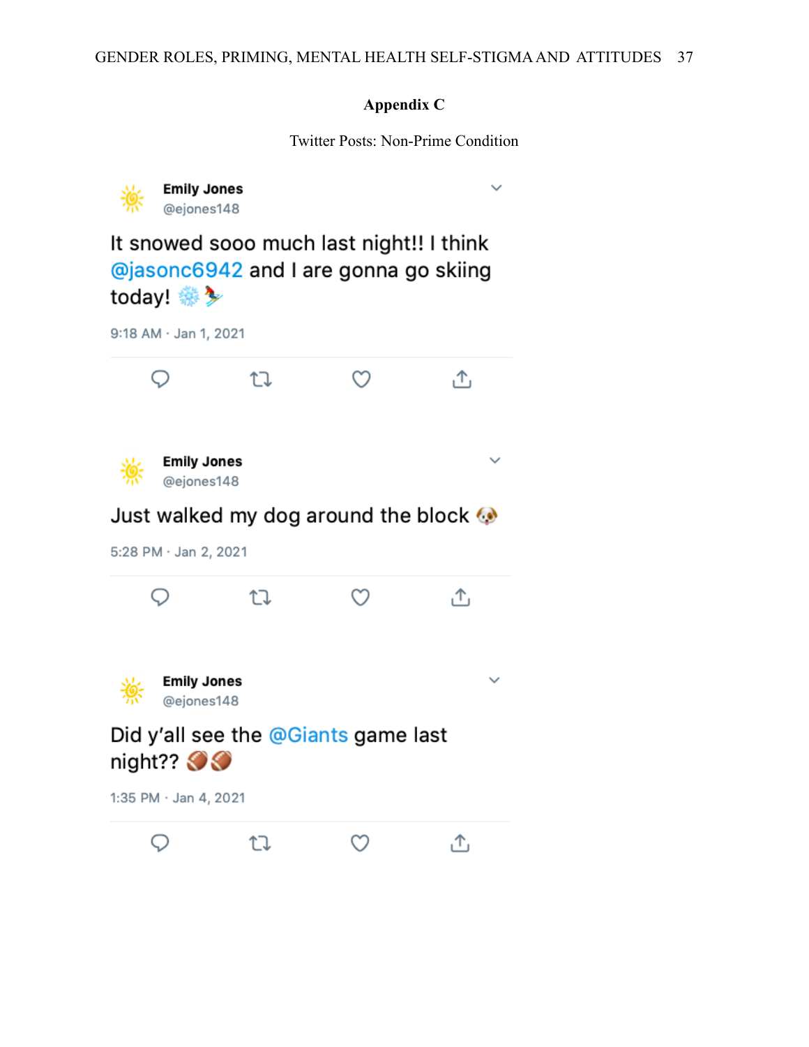# Appendix C

Twitter Posts: Non-Prime Condition

**Emily Jones**
@ejones148

It snowed sooo much last night!! I think @jasonc6942 and I are gonna go skiing today! ❄️⛷️

9:18 AM · Jan 1, 2021

**Emily Jones**
@ejones148

Just walked my dog around the block 🐶

5:28 PM · Jan 2, 2021

**Emily Jones**
@ejones148

Did y'all see the @Giants game last night?? 🏈🏈

1:35 PM · Jan 4, 2021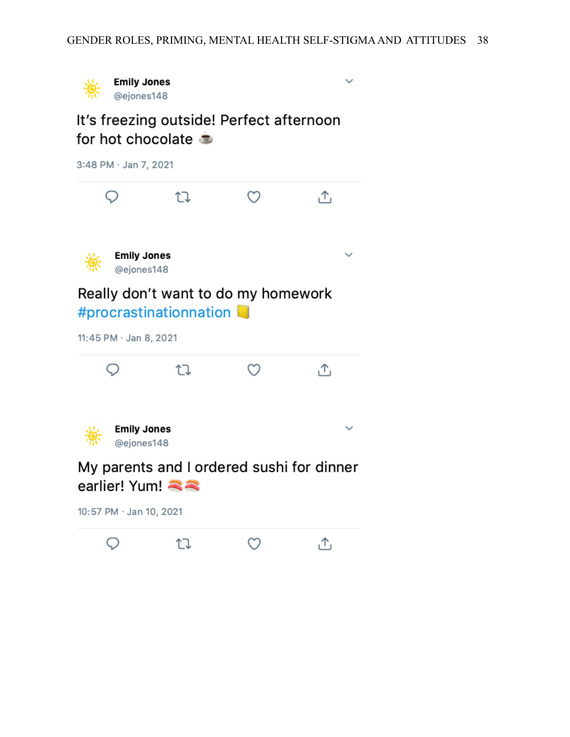**Emily Jones**
@ejones148

It's freezing outside! Perfect afternoon for hot chocolate ☕

3:48 PM · Jan 7, 2021

**Emily Jones**
@ejones148

Really don't want to do my homework #procrastinationnation 📒

11:45 PM · Jan 8, 2021

**Emily Jones**
@ejones148

My parents and I ordered sushi for dinner earlier! Yum! 🍣🍣

10:57 PM · Jan 10, 2021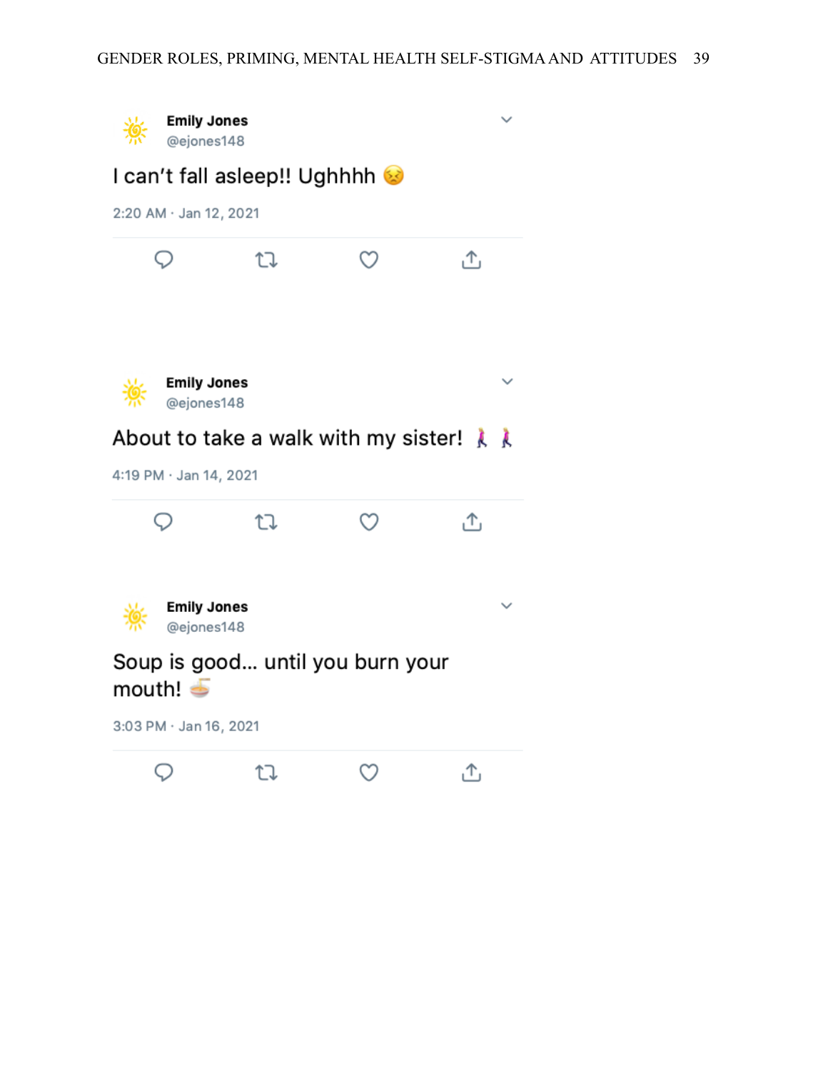**Emily Jones**
@ejones148

I can't fall asleep!! Ughhhh 😣

2:20 AM · Jan 12, 2021

**Emily Jones**
@ejones148

About to take a walk with my sister! 🚶‍♀️🚶‍♀️

4:19 PM · Jan 14, 2021

**Emily Jones**
@ejones148

Soup is good... until you burn your mouth! 🍜

3:03 PM · Jan 16, 2021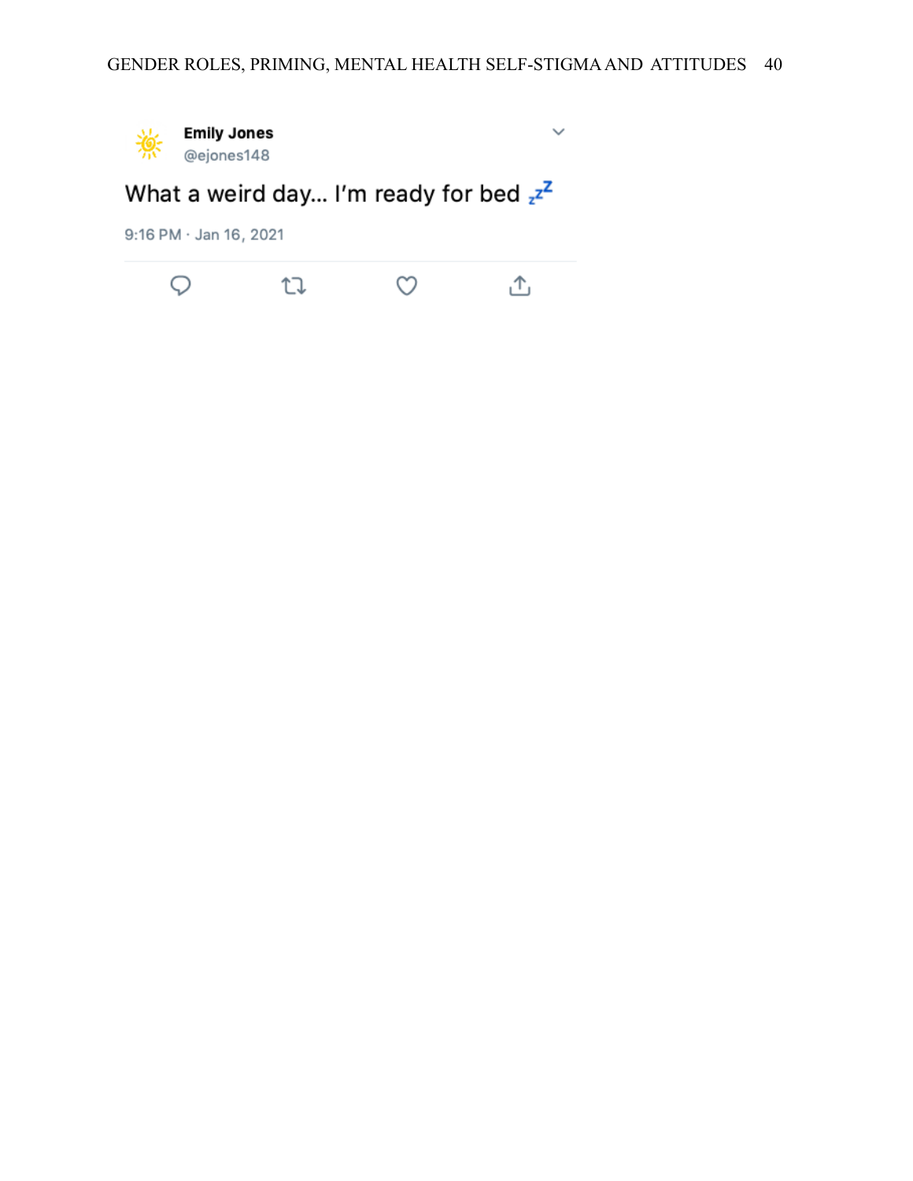**Emily Jones**
@ejones148

What a weird day… I'm ready for bed 💤

9:16 PM · Jan 16, 2021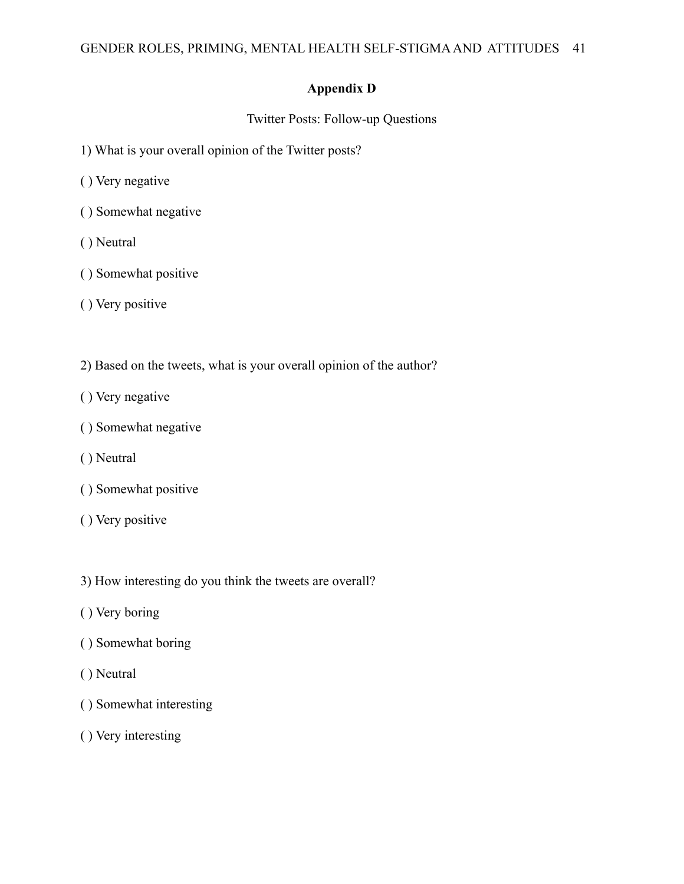# Appendix D

Twitter Posts: Follow-up Questions

1) What is your overall opinion of the Twitter posts?

( ) Very negative

( ) Somewhat negative

( ) Neutral

( ) Somewhat positive

( ) Very positive

2) Based on the tweets, what is your overall opinion of the author?

( ) Very negative

( ) Somewhat negative

( ) Neutral

( ) Somewhat positive

( ) Very positive

3) How interesting do you think the tweets are overall?

( ) Very boring

( ) Somewhat boring

( ) Neutral

( ) Somewhat interesting

( ) Very interesting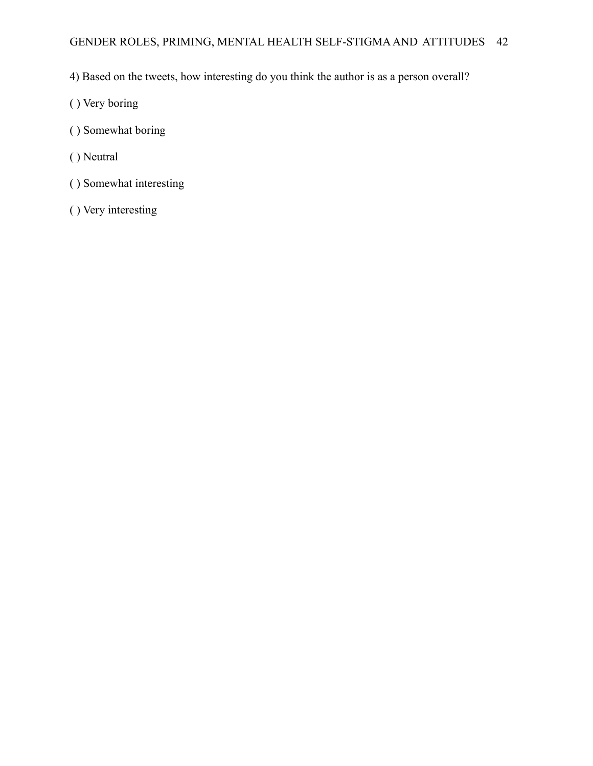4) Based on the tweets, how interesting do you think the author is as a person overall?

( ) Very boring

( ) Somewhat boring

( ) Neutral

( ) Somewhat interesting

( ) Very interesting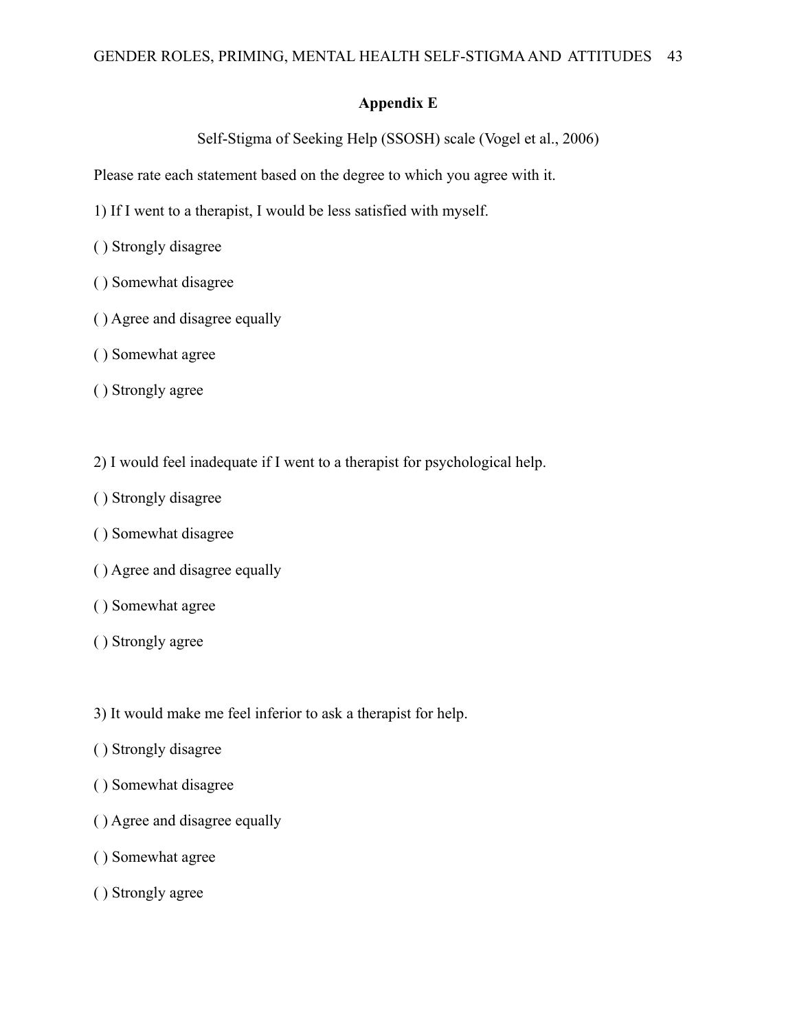## Appendix E

Self-Stigma of Seeking Help (SSOSH) scale (Vogel et al., 2006)

Please rate each statement based on the degree to which you agree with it.

1) If I went to a therapist, I would be less satisfied with myself.

( ) Strongly disagree

( ) Somewhat disagree

( ) Agree and disagree equally

( ) Somewhat agree

( ) Strongly agree

2) I would feel inadequate if I went to a therapist for psychological help.

( ) Strongly disagree

( ) Somewhat disagree

( ) Agree and disagree equally

( ) Somewhat agree

( ) Strongly agree

3) It would make me feel inferior to ask a therapist for help.

( ) Strongly disagree

( ) Somewhat disagree

( ) Agree and disagree equally

( ) Somewhat agree

( ) Strongly agree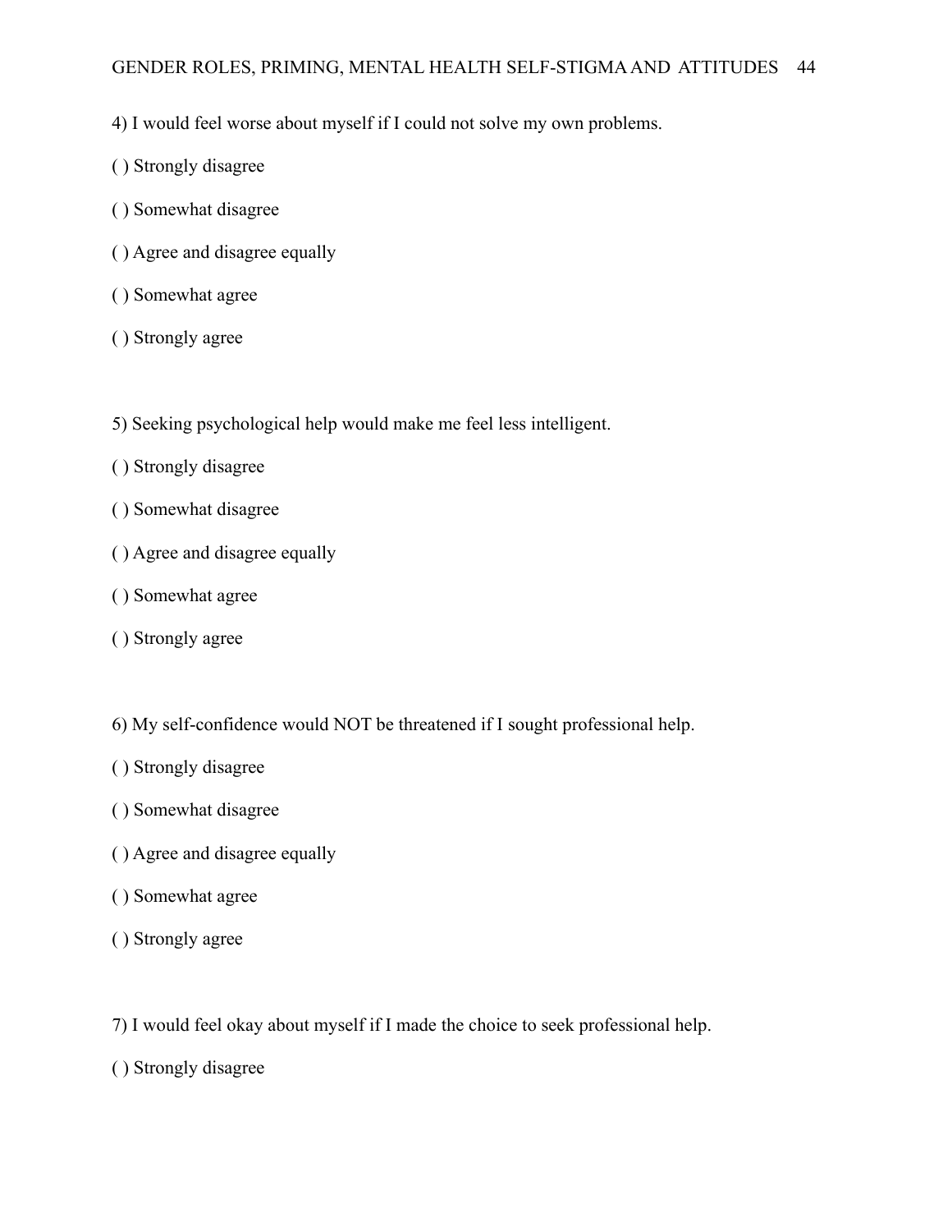4) I would feel worse about myself if I could not solve my own problems.

( ) Strongly disagree

( ) Somewhat disagree

( ) Agree and disagree equally

( ) Somewhat agree

( ) Strongly agree

5) Seeking psychological help would make me feel less intelligent.

( ) Strongly disagree

( ) Somewhat disagree

( ) Agree and disagree equally

( ) Somewhat agree

( ) Strongly agree

6) My self-confidence would NOT be threatened if I sought professional help.

( ) Strongly disagree

( ) Somewhat disagree

( ) Agree and disagree equally

( ) Somewhat agree

( ) Strongly agree

7) I would feel okay about myself if I made the choice to seek professional help.

( ) Strongly disagree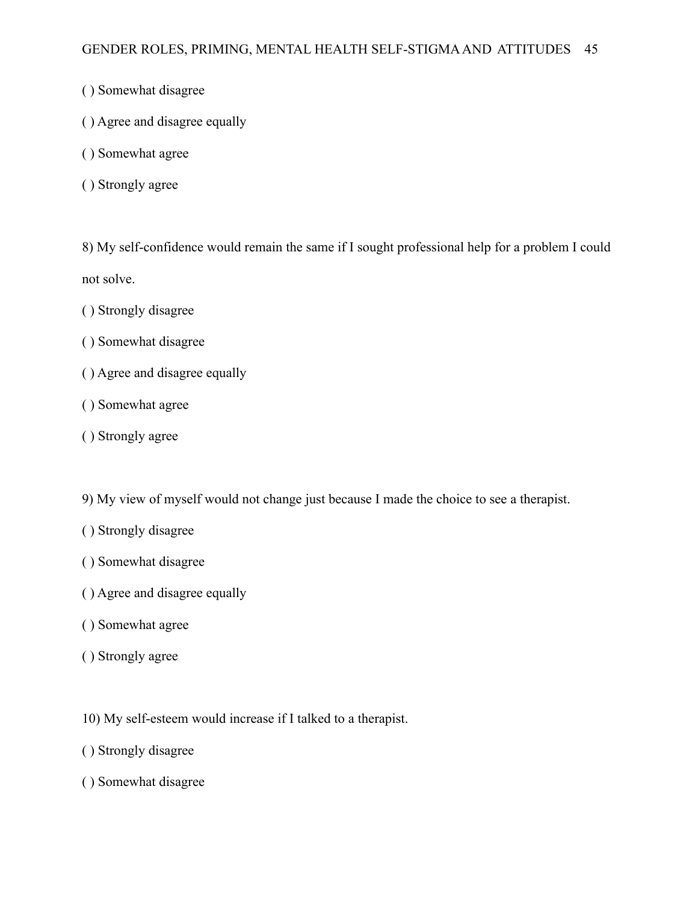( ) Somewhat disagree

( ) Agree and disagree equally

( ) Somewhat agree

( ) Strongly agree

8) My self-confidence would remain the same if I sought professional help for a problem I could not solve.

( ) Strongly disagree

( ) Somewhat disagree

( ) Agree and disagree equally

( ) Somewhat agree

( ) Strongly agree

9) My view of myself would not change just because I made the choice to see a therapist.

( ) Strongly disagree

( ) Somewhat disagree

( ) Agree and disagree equally

( ) Somewhat agree

( ) Strongly agree

10) My self-esteem would increase if I talked to a therapist.

( ) Strongly disagree

( ) Somewhat disagree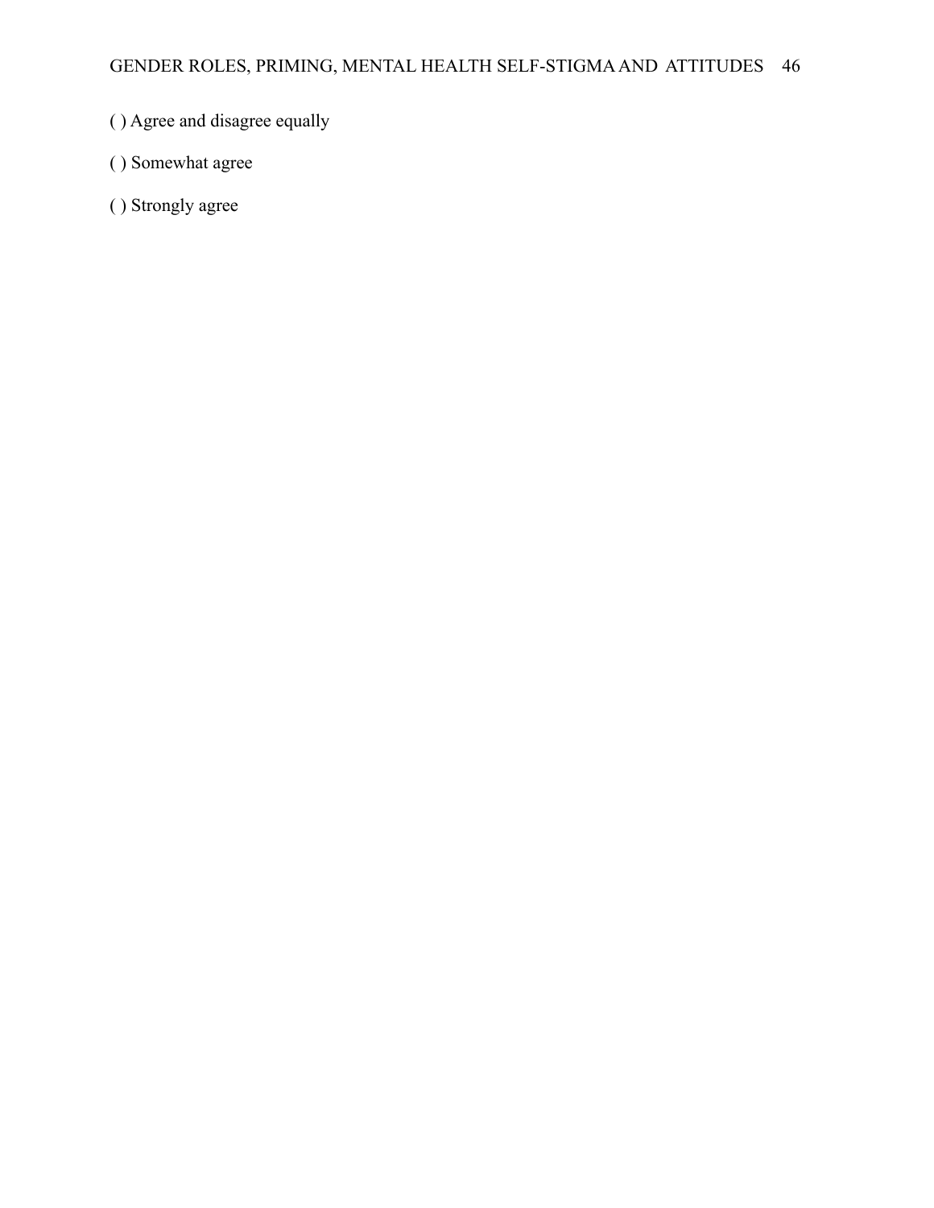( ) Agree and disagree equally

( ) Somewhat agree

( ) Strongly agree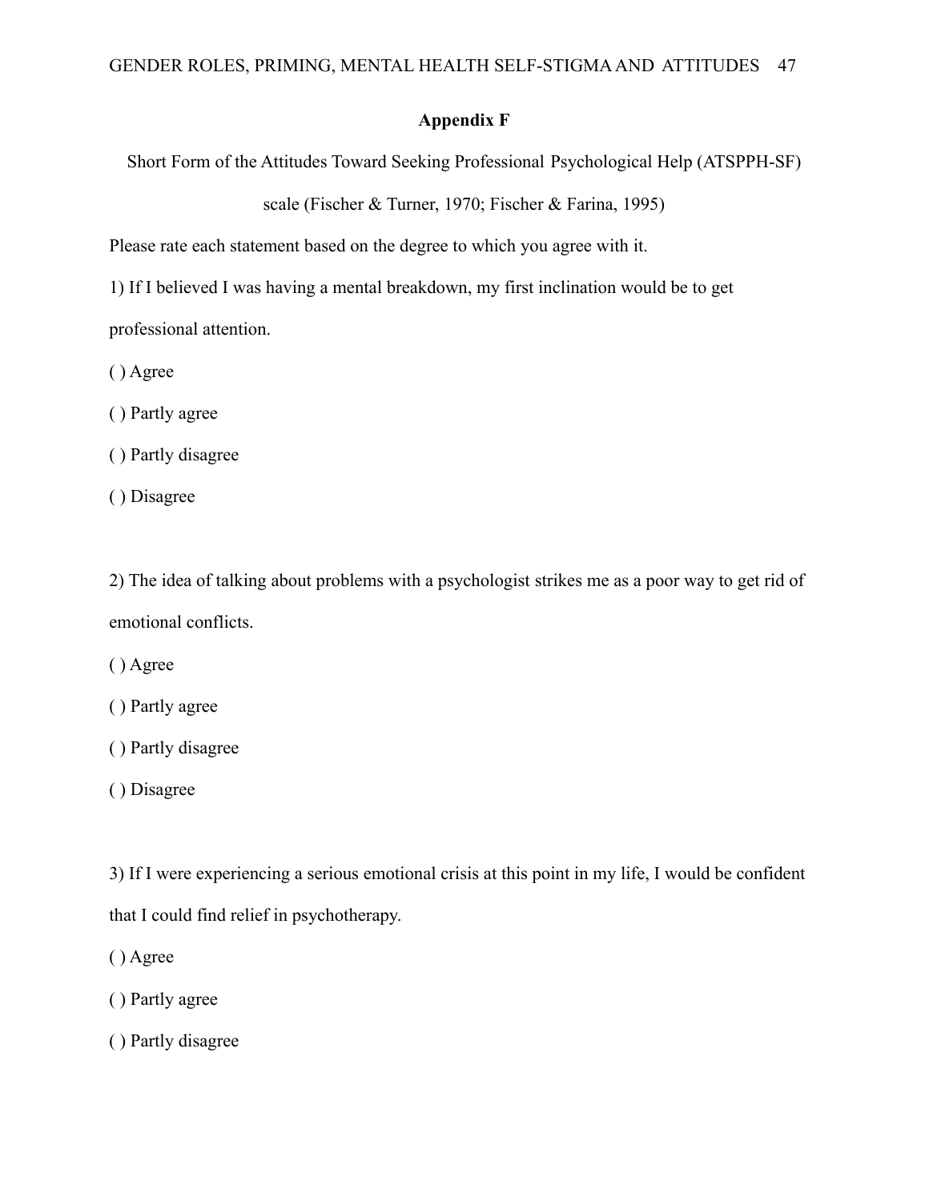**Appendix F**

Short Form of the Attitudes Toward Seeking Professional Psychological Help (ATSPPH-SF) scale (Fischer & Turner, 1970; Fischer & Farina, 1995)

Please rate each statement based on the degree to which you agree with it.

1) If I believed I was having a mental breakdown, my first inclination would be to get professional attention.

( ) Agree

( ) Partly agree

( ) Partly disagree

( ) Disagree

2) The idea of talking about problems with a psychologist strikes me as a poor way to get rid of emotional conflicts.

( ) Agree

( ) Partly agree

( ) Partly disagree

( ) Disagree

3) If I were experiencing a serious emotional crisis at this point in my life, I would be confident that I could find relief in psychotherapy.

( ) Agree

( ) Partly agree

( ) Partly disagree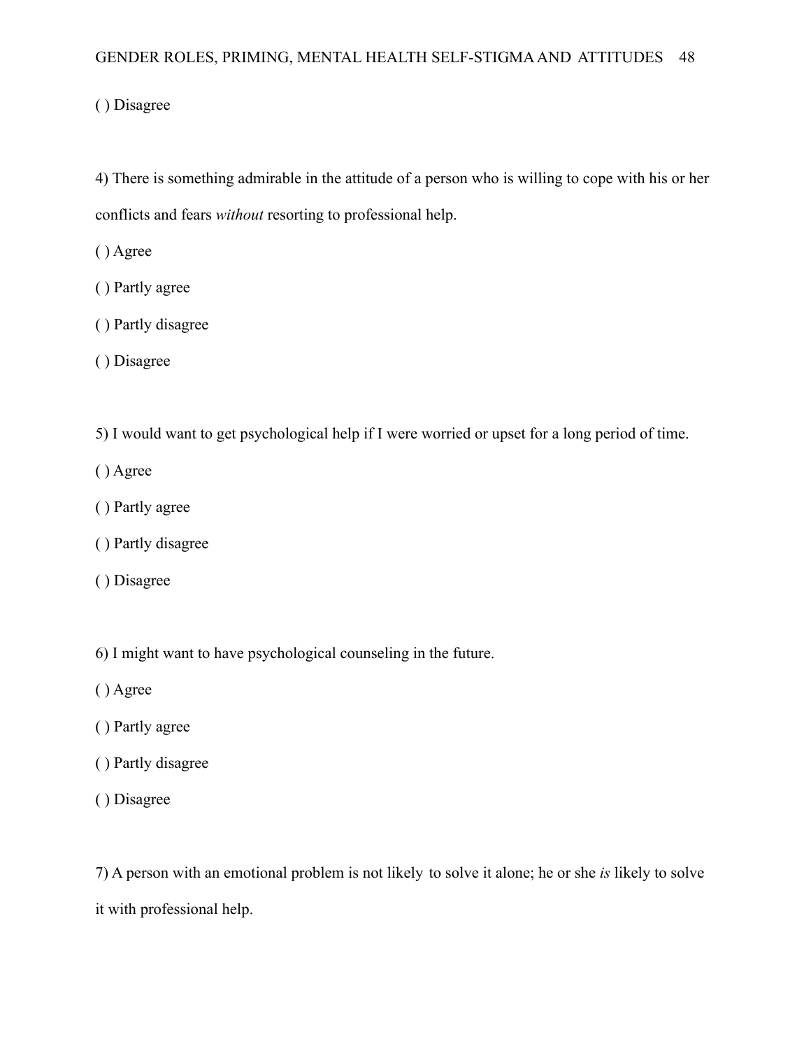( ) Disagree

4) There is something admirable in the attitude of a person who is willing to cope with his or her conflicts and fears *without* resorting to professional help.

( ) Agree

( ) Partly agree

( ) Partly disagree

( ) Disagree

5) I would want to get psychological help if I were worried or upset for a long period of time.

( ) Agree

( ) Partly agree

( ) Partly disagree

( ) Disagree

6) I might want to have psychological counseling in the future.

( ) Agree

( ) Partly agree

( ) Partly disagree

( ) Disagree

7) A person with an emotional problem is not likely to solve it alone; he or she *is* likely to solve it with professional help.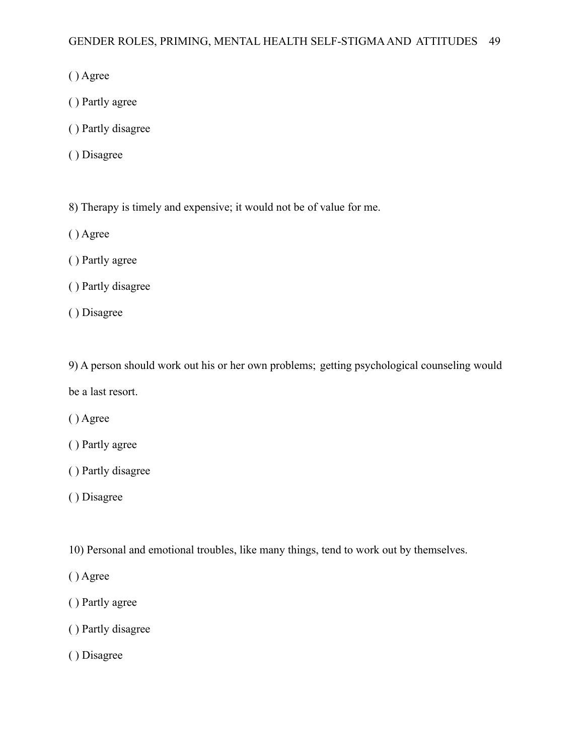( ) Agree

( ) Partly agree

( ) Partly disagree

( ) Disagree

8) Therapy is timely and expensive; it would not be of value for me.

( ) Agree

( ) Partly agree

( ) Partly disagree

( ) Disagree

9) A person should work out his or her own problems; getting psychological counseling would be a last resort.

( ) Agree

( ) Partly agree

( ) Partly disagree

( ) Disagree

10) Personal and emotional troubles, like many things, tend to work out by themselves.

( ) Agree

( ) Partly agree

( ) Partly disagree

( ) Disagree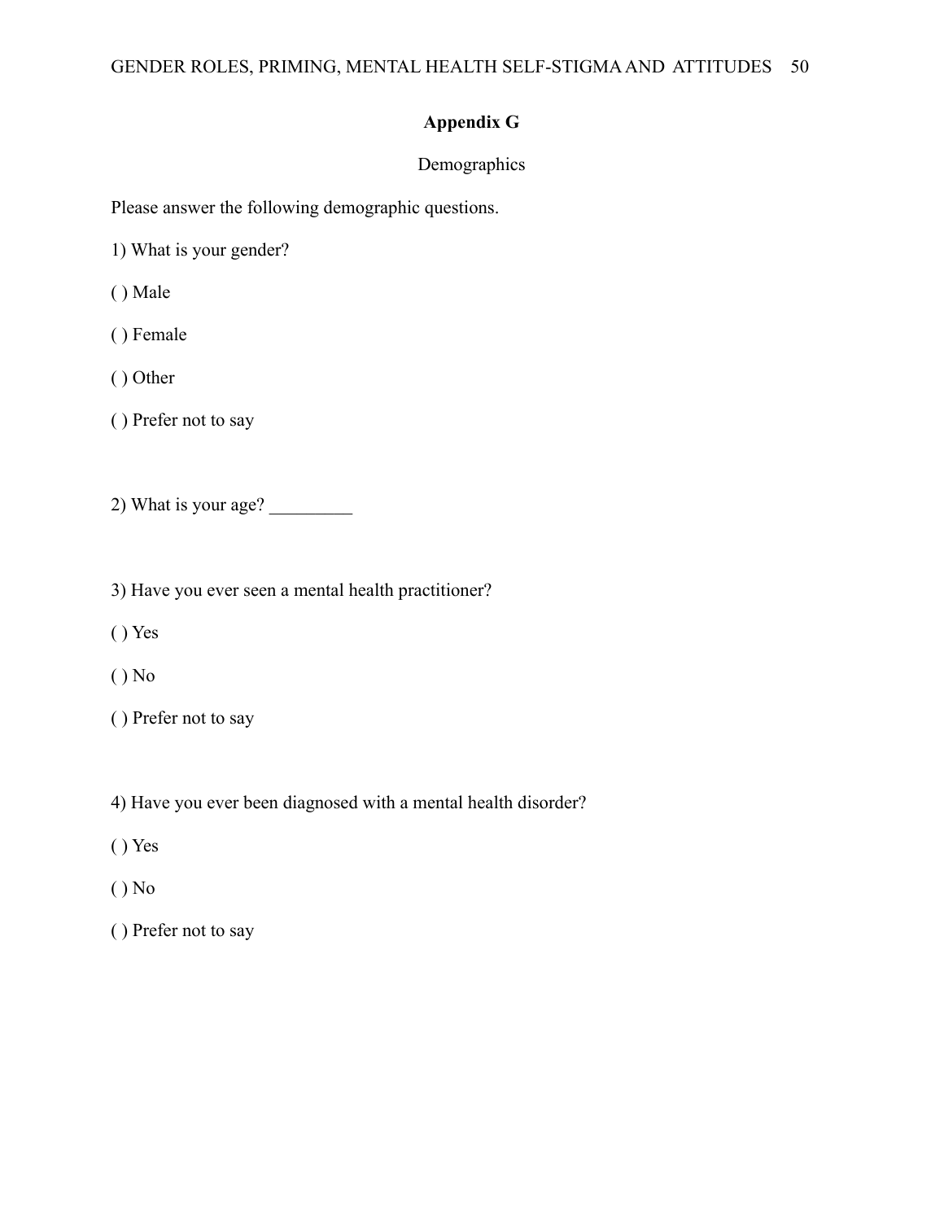## Appendix G

Demographics

Please answer the following demographic questions.

1) What is your gender?

( ) Male

( ) Female

( ) Other

( ) Prefer not to say

2) What is your age? _________

3) Have you ever seen a mental health practitioner?

( ) Yes

( ) No

( ) Prefer not to say

4) Have you ever been diagnosed with a mental health disorder?

( ) Yes

( ) No

( ) Prefer not to say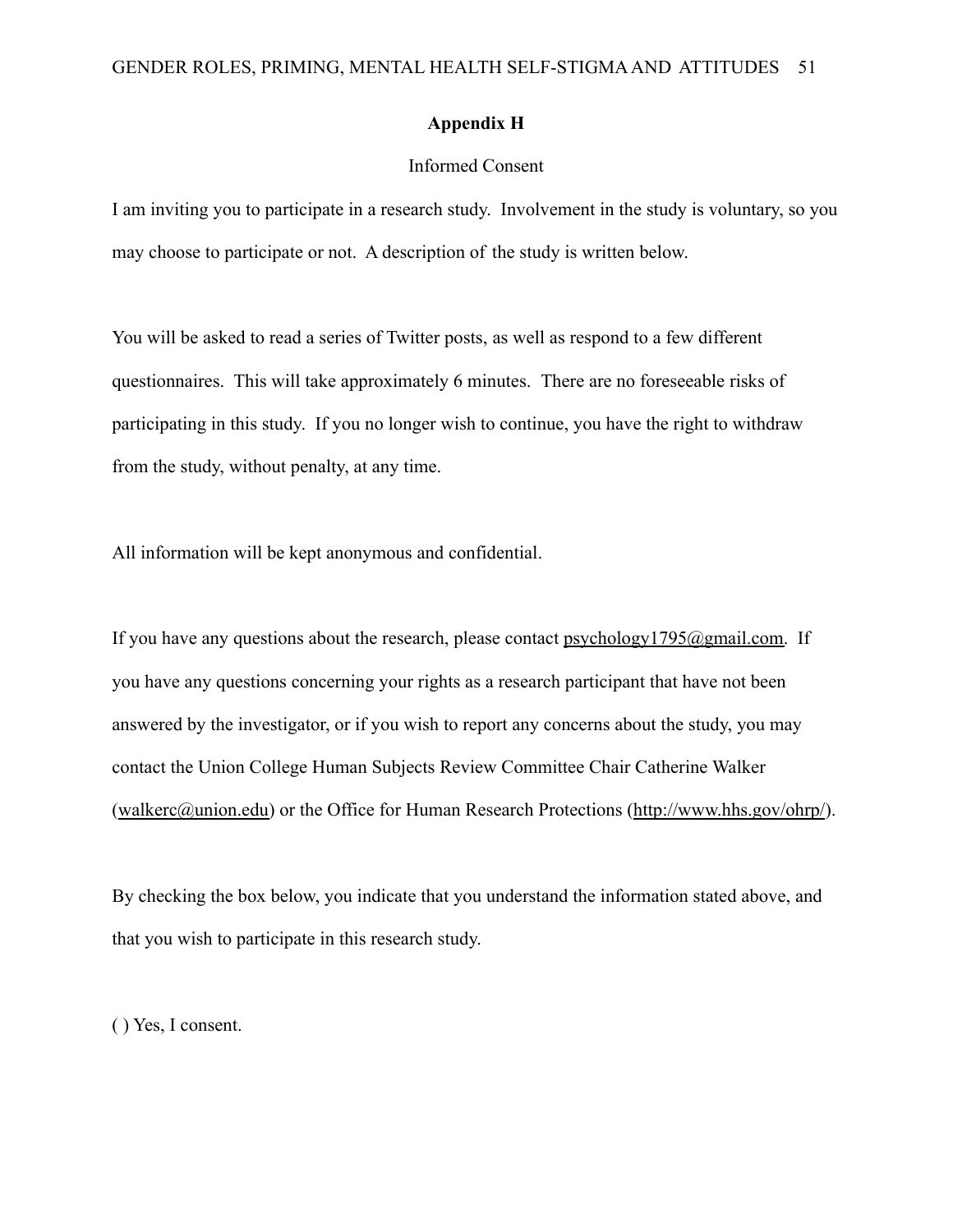## Appendix H

Informed Consent

I am inviting you to participate in a research study. Involvement in the study is voluntary, so you may choose to participate or not. A description of the study is written below.

You will be asked to read a series of Twitter posts, as well as respond to a few different questionnaires. This will take approximately 6 minutes. There are no foreseeable risks of participating in this study. If you no longer wish to continue, you have the right to withdraw from the study, without penalty, at any time.

All information will be kept anonymous and confidential.

If you have any questions about the research, please contact psychology1795@gmail.com. If you have any questions concerning your rights as a research participant that have not been answered by the investigator, or if you wish to report any concerns about the study, you may contact the Union College Human Subjects Review Committee Chair Catherine Walker (walkerc@union.edu) or the Office for Human Research Protections (http://www.hhs.gov/ohrp/).

By checking the box below, you indicate that you understand the information stated above, and that you wish to participate in this research study.

( ) Yes, I consent.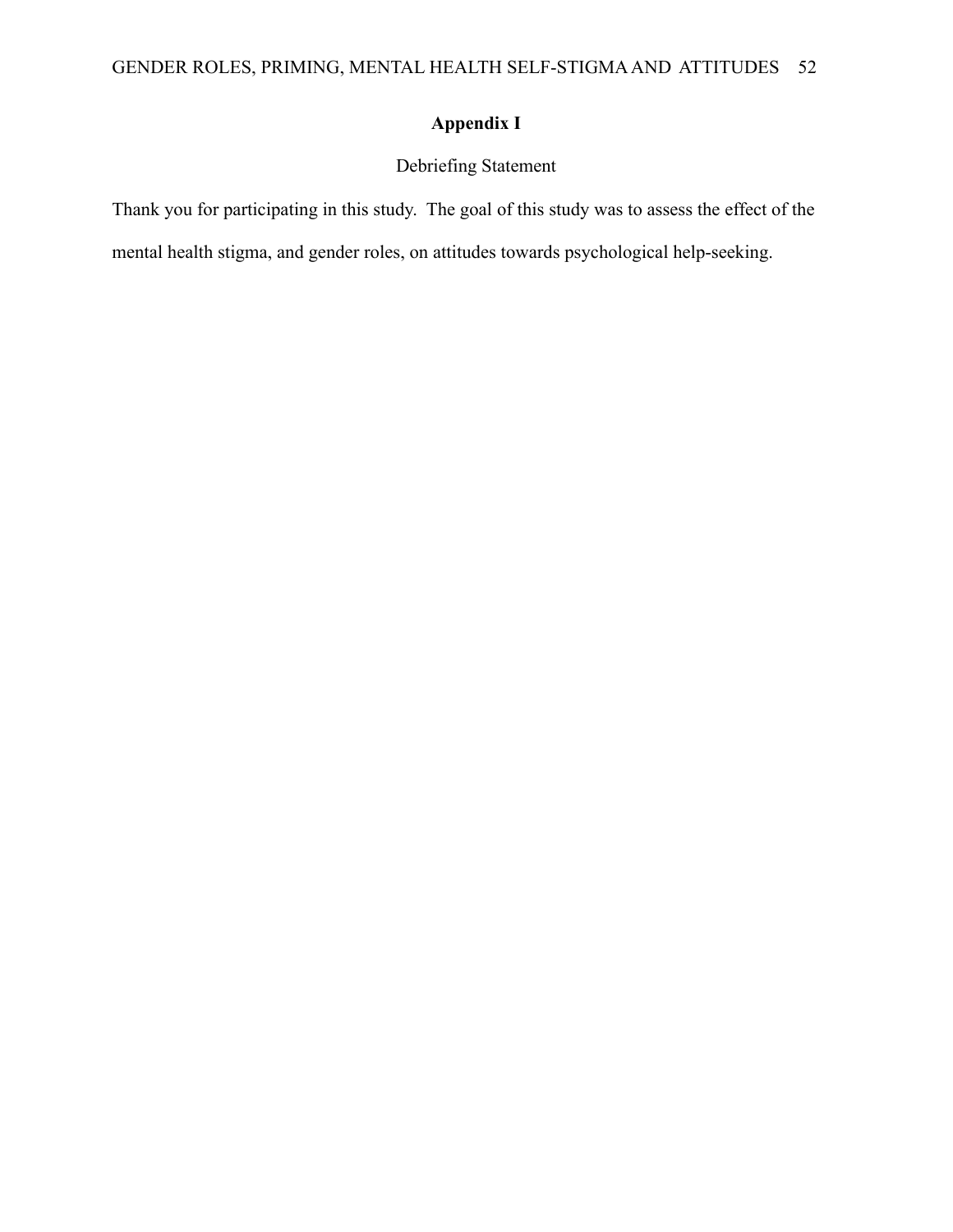# Appendix I

Debriefing Statement

Thank you for participating in this study. The goal of this study was to assess the effect of the mental health stigma, and gender roles, on attitudes towards psychological help-seeking.